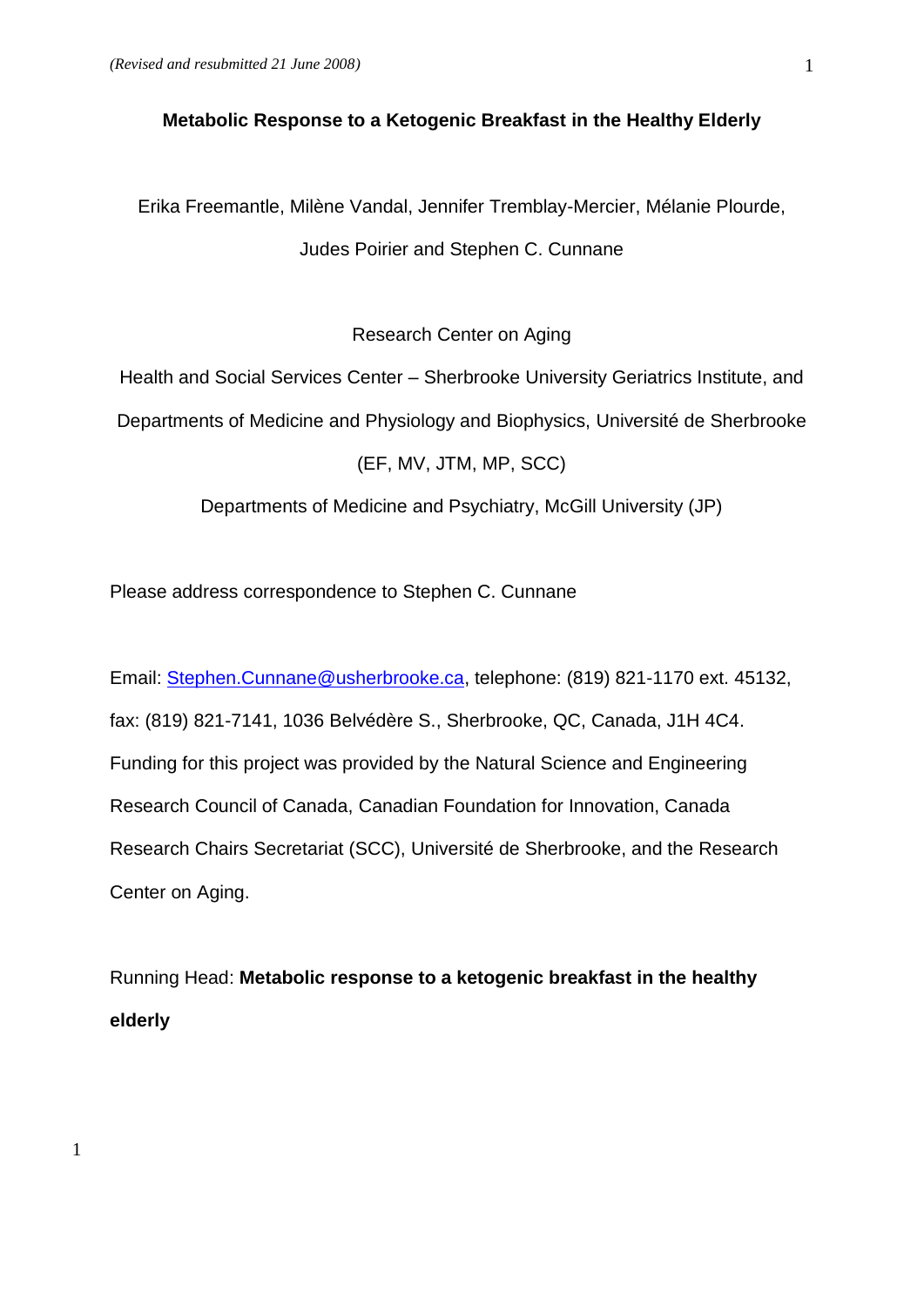*(Revised and resubmitted 21 June 2008)*

# Metabolic Response to a Ketogenic Breakfast in the Healthy Elderly

Erika Freemantle, Milène Vandal, Jennifer Tremblay-Mercier, Mélanie Plourde, Judes Poirier and Stephen C. Cunnane

Research Center on Aging

Health and Social Services Center – Sherbrooke University Geriatrics Institute, and Departments of Medicine and Physiology and Biophysics, Université de Sherbrooke (EF, MV, JTM, MP, SCC)

Departments of Medicine and Psychiatry, McGill University (JP)

Please address correspondence to Stephen C. Cunnane

Email: Stephen.Cunnane@usherbrooke.ca, telephone: (819) 821-1170 ext. 45132, fax: (819) 821-7141, 1036 Belvédère S., Sherbrooke, QC, Canada, J1H 4C4. Funding for this project was provided by the Natural Science and Engineering Research Council of Canada, Canadian Foundation for Innovation, Canada Research Chairs Secretariat (SCC), Université de Sherbrooke, and the Research Center on Aging.

Running Head: **Metabolic response to a ketogenic breakfast in the healthy elderly**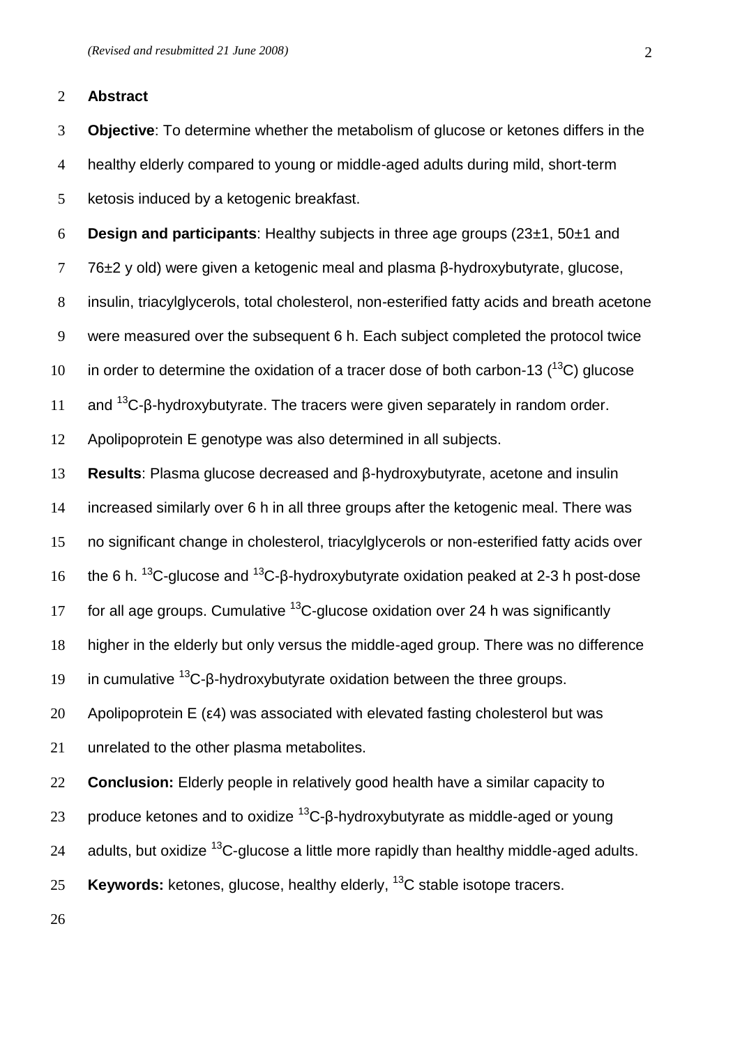## Abstract

**Objective**: To determine whether the metabolism of glucose or ketones differs in the healthy elderly compared to young or middle-aged adults during mild, short-term ketosis induced by a ketogenic breakfast.

**Design and participants**: Healthy subjects in three age groups (23±1, 50±1 and 76±2 y old) were given a ketogenic meal and plasma β-hydroxybutyrate, glucose, insulin, triacylglycerols, total cholesterol, non-esterified fatty acids and breath acetone were measured over the subsequent 6 h. Each subject completed the protocol twice in order to determine the oxidation of a tracer dose of both carbon-13 ($^{13}C$) glucose and $^{13}C$-β-hydroxybutyrate. The tracers were given separately in random order. Apolipoprotein E genotype was also determined in all subjects.

**Results**: Plasma glucose decreased and β-hydroxybutyrate, acetone and insulin increased similarly over 6 h in all three groups after the ketogenic meal. There was no significant change in cholesterol, triacylglycerols or non-esterified fatty acids over the 6 h. $^{13}C$-glucose and $^{13}C$-β-hydroxybutyrate oxidation peaked at 2-3 h post-dose for all age groups. Cumulative $^{13}C$-glucose oxidation over 24 h was significantly higher in the elderly but only versus the middle-aged group. There was no difference in cumulative $^{13}C$-β-hydroxybutyrate oxidation between the three groups. Apolipoprotein E (ε4) was associated with elevated fasting cholesterol but was unrelated to the other plasma metabolites.

**Conclusion:** Elderly people in relatively good health have a similar capacity to produce ketones and to oxidize $^{13}C$-β-hydroxybutyrate as middle-aged or young adults, but oxidize $^{13}C$-glucose a little more rapidly than healthy middle-aged adults.

**Keywords:** ketones, glucose, healthy elderly, $^{13}C$ stable isotope tracers.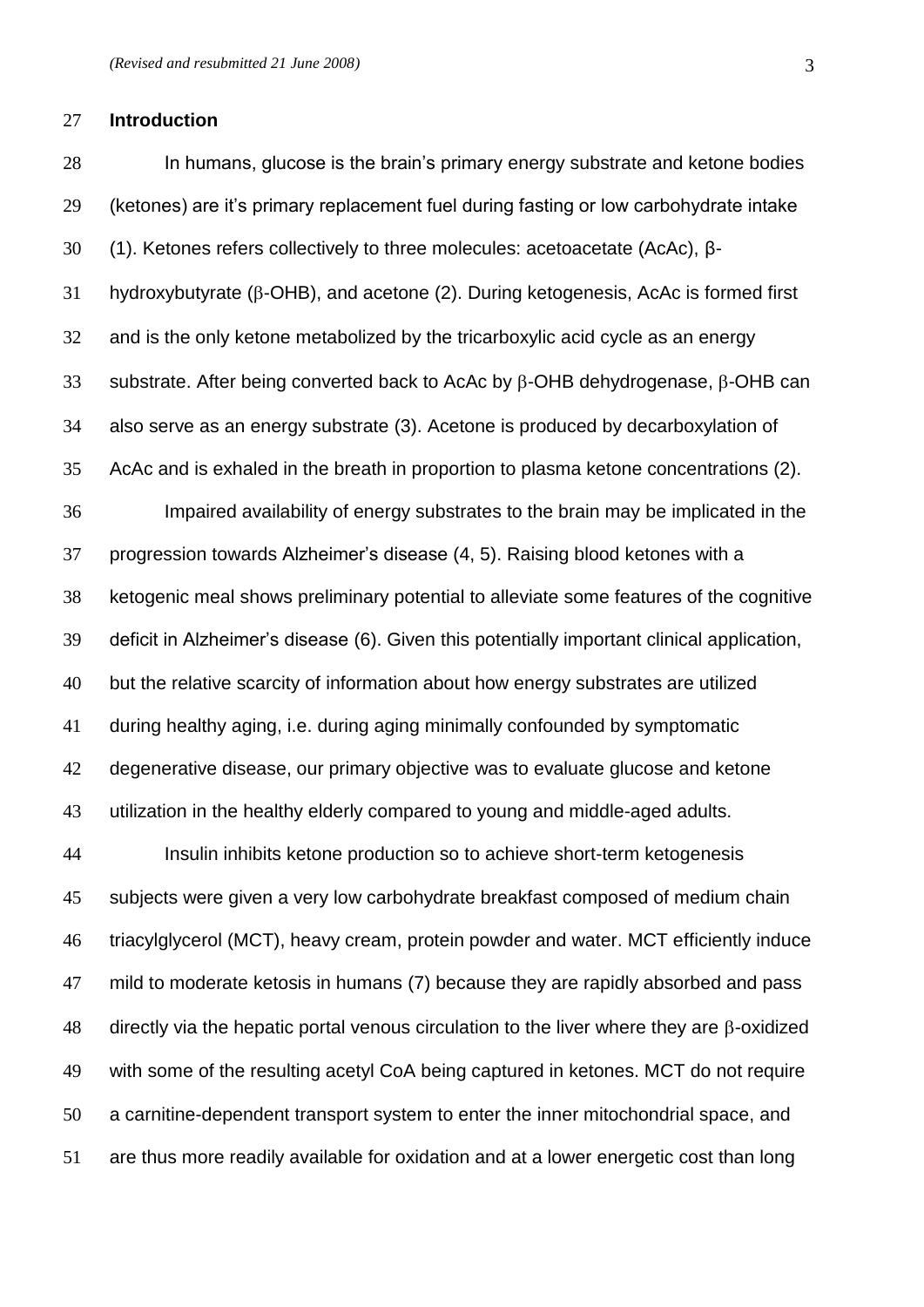## Introduction

In humans, glucose is the brain's primary energy substrate and ketone bodies (ketones) are it's primary replacement fuel during fasting or low carbohydrate intake (1). Ketones refers collectively to three molecules: acetoacetate (AcAc), β-hydroxybutyrate (β-OHB), and acetone (2). During ketogenesis, AcAc is formed first and is the only ketone metabolized by the tricarboxylic acid cycle as an energy substrate. After being converted back to AcAc by β-OHB dehydrogenase, β-OHB can also serve as an energy substrate (3). Acetone is produced by decarboxylation of AcAc and is exhaled in the breath in proportion to plasma ketone concentrations (2).

Impaired availability of energy substrates to the brain may be implicated in the progression towards Alzheimer's disease (4, 5). Raising blood ketones with a ketogenic meal shows preliminary potential to alleviate some features of the cognitive deficit in Alzheimer's disease (6). Given this potentially important clinical application, but the relative scarcity of information about how energy substrates are utilized during healthy aging, i.e. during aging minimally confounded by symptomatic degenerative disease, our primary objective was to evaluate glucose and ketone utilization in the healthy elderly compared to young and middle-aged adults.

Insulin inhibits ketone production so to achieve short-term ketogenesis subjects were given a very low carbohydrate breakfast composed of medium chain triacylglycerol (MCT), heavy cream, protein powder and water. MCT efficiently induce mild to moderate ketosis in humans (7) because they are rapidly absorbed and pass directly via the hepatic portal venous circulation to the liver where they are β-oxidized with some of the resulting acetyl CoA being captured in ketones. MCT do not require a carnitine-dependent transport system to enter the inner mitochondrial space, and are thus more readily available for oxidation and at a lower energetic cost than long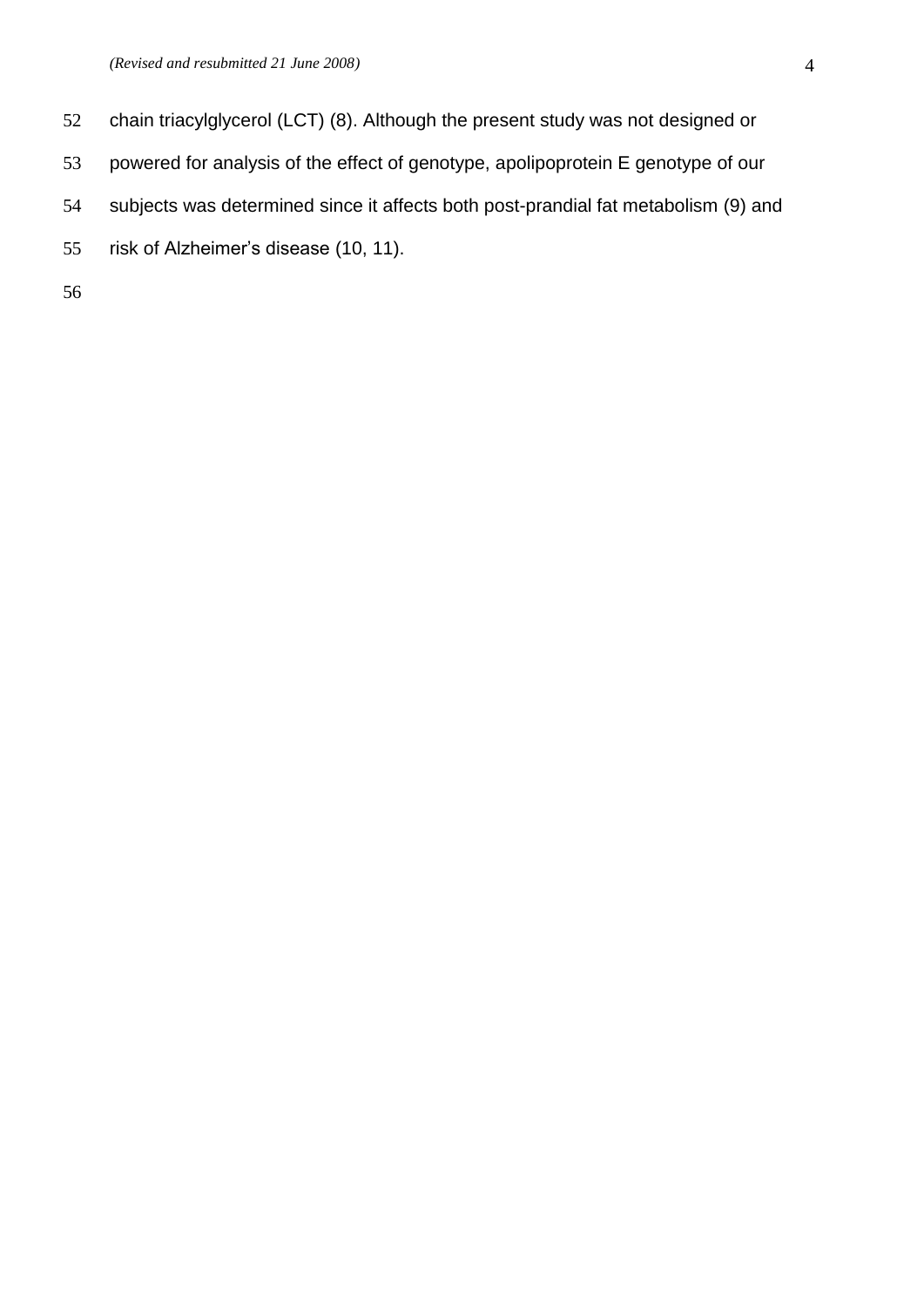chain triacylglycerol (LCT) (8). Although the present study was not designed or powered for analysis of the effect of genotype, apolipoprotein E genotype of our subjects was determined since it affects both post-prandial fat metabolism (9) and risk of Alzheimer's disease (10, 11).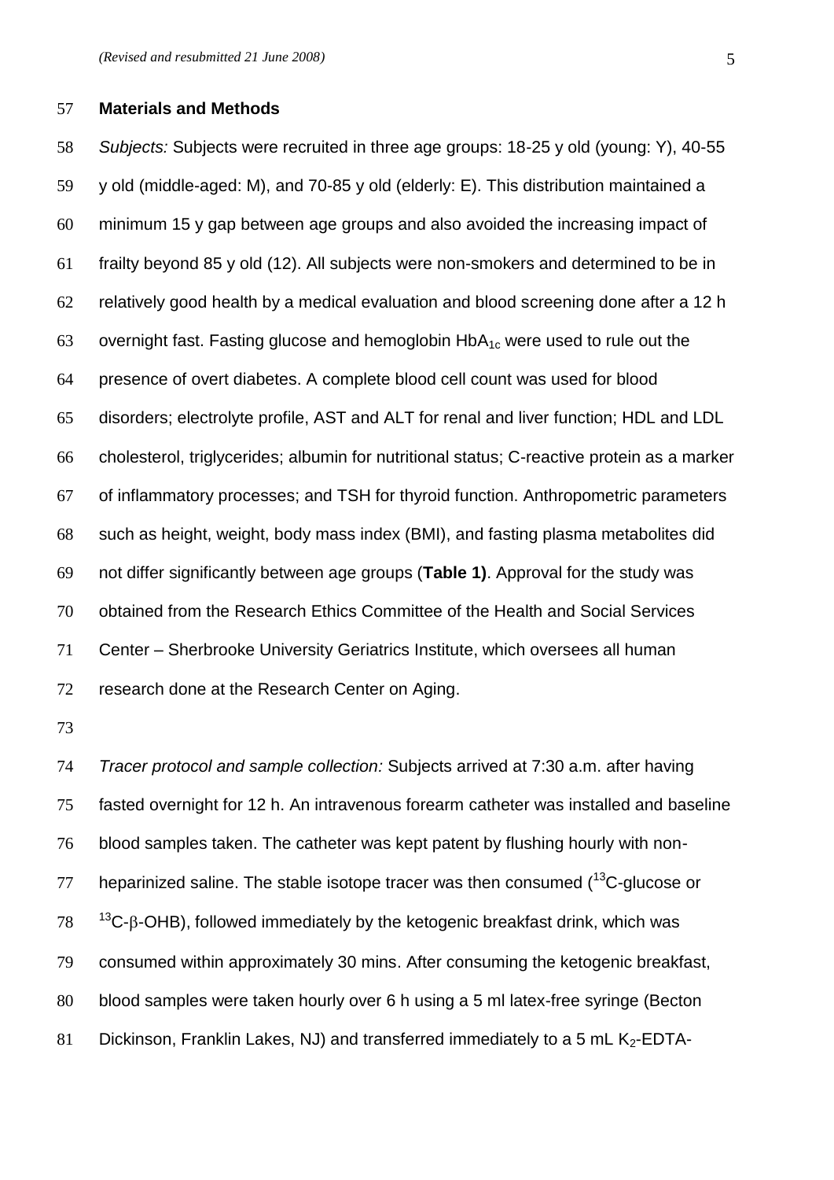**Materials and Methods**

*Subjects:* Subjects were recruited in three age groups: 18-25 y old (young: Y), 40-55 y old (middle-aged: M), and 70-85 y old (elderly: E). This distribution maintained a minimum 15 y gap between age groups and also avoided the increasing impact of frailty beyond 85 y old (12). All subjects were non-smokers and determined to be in relatively good health by a medical evaluation and blood screening done after a 12 h overnight fast. Fasting glucose and hemoglobin $HbA_{1c}$ were used to rule out the presence of overt diabetes. A complete blood cell count was used for blood disorders; electrolyte profile, AST and ALT for renal and liver function; HDL and LDL cholesterol, triglycerides; albumin for nutritional status; C-reactive protein as a marker of inflammatory processes; and TSH for thyroid function. Anthropometric parameters such as height, weight, body mass index (BMI), and fasting plasma metabolites did not differ significantly between age groups (**Table 1)**. Approval for the study was obtained from the Research Ethics Committee of the Health and Social Services Center – Sherbrooke University Geriatrics Institute, which oversees all human research done at the Research Center on Aging.

*Tracer protocol and sample collection:* Subjects arrived at 7:30 a.m. after having fasted overnight for 12 h. An intravenous forearm catheter was installed and baseline blood samples taken. The catheter was kept patent by flushing hourly with non-heparinized saline. The stable isotope tracer was then consumed ($^{13}$C-glucose or $^{13}$C-β-OHB), followed immediately by the ketogenic breakfast drink, which was consumed within approximately 30 mins. After consuming the ketogenic breakfast, blood samples were taken hourly over 6 h using a 5 ml latex-free syringe (Becton Dickinson, Franklin Lakes, NJ) and transferred immediately to a 5 mL $K_2$-EDTA-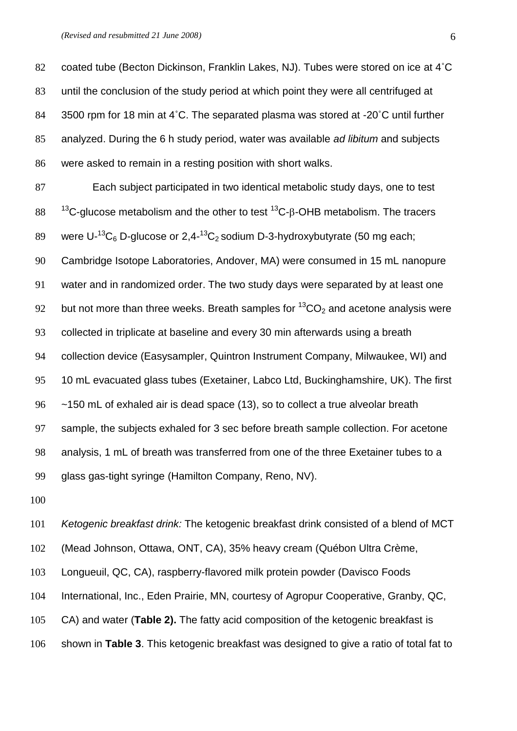coated tube (Becton Dickinson, Franklin Lakes, NJ). Tubes were stored on ice at 4˚C until the conclusion of the study period at which point they were all centrifuged at 3500 rpm for 18 min at 4˚C. The separated plasma was stored at -20˚C until further analyzed. During the 6 h study period, water was available *ad libitum* and subjects were asked to remain in a resting position with short walks.

Each subject participated in two identical metabolic study days, one to test $^{13}C$-glucose metabolism and the other to test $^{13}C$-β-OHB metabolism. The tracers were U-$^{13}C_6$ D-glucose or 2,4-$^{13}C_2$ sodium D-3-hydroxybutyrate (50 mg each; Cambridge Isotope Laboratories, Andover, MA) were consumed in 15 mL nanopure water and in randomized order. The two study days were separated by at least one but not more than three weeks. Breath samples for $^{13}CO_2$ and acetone analysis were collected in triplicate at baseline and every 30 min afterwards using a breath collection device (Easysampler, Quintron Instrument Company, Milwaukee, WI) and 10 mL evacuated glass tubes (Exetainer, Labco Ltd, Buckinghamshire, UK). The first ~150 mL of exhaled air is dead space (13), so to collect a true alveolar breath sample, the subjects exhaled for 3 sec before breath sample collection. For acetone analysis, 1 mL of breath was transferred from one of the three Exetainer tubes to a glass gas-tight syringe (Hamilton Company, Reno, NV).

*Ketogenic breakfast drink:* The ketogenic breakfast drink consisted of a blend of MCT (Mead Johnson, Ottawa, ONT, CA), 35% heavy cream (Québon Ultra Crème, Longueuil, QC, CA), raspberry-flavored milk protein powder (Davisco Foods International, Inc., Eden Prairie, MN, courtesy of Agropur Cooperative, Granby, QC, CA) and water (**Table 2).** The fatty acid composition of the ketogenic breakfast is shown in **Table 3**. This ketogenic breakfast was designed to give a ratio of total fat to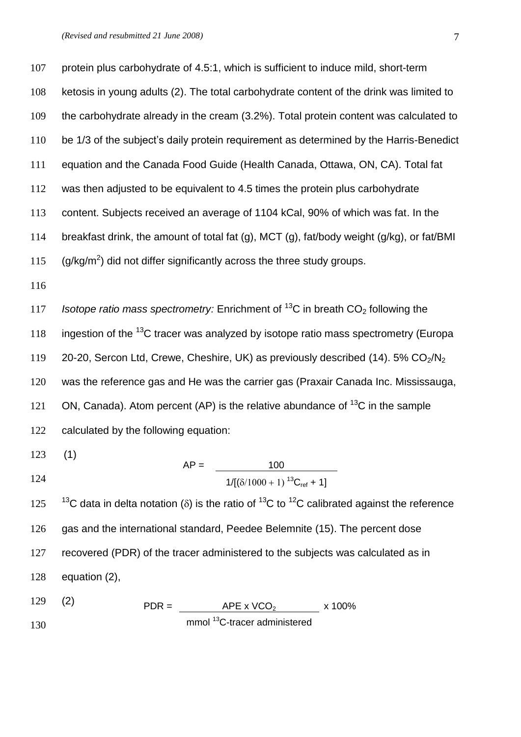protein plus carbohydrate of 4.5:1, which is sufficient to induce mild, short-term ketosis in young adults (2). The total carbohydrate content of the drink was limited to the carbohydrate already in the cream (3.2%). Total protein content was calculated to be 1/3 of the subject's daily protein requirement as determined by the Harris-Benedict equation and the Canada Food Guide (Health Canada, Ottawa, ON, CA). Total fat was then adjusted to be equivalent to 4.5 times the protein plus carbohydrate content. Subjects received an average of 1104 kCal, 90% of which was fat. In the breakfast drink, the amount of total fat (g), MCT (g), fat/body weight (g/kg), or fat/BMI ($g/kg/m^2$) did not differ significantly across the three study groups.

*Isotope ratio mass spectrometry:* Enrichment of $^{13}C$ in breath $CO_2$ following the ingestion of the $^{13}C$ tracer was analyzed by isotope ratio mass spectrometry (Europa 20-20, Sercon Ltd, Crewe, Cheshire, UK) as previously described (14). 5% $CO_2/N_2$ was the reference gas and He was the carrier gas (Praxair Canada Inc. Mississauga, ON, Canada). Atom percent (AP) is the relative abundance of $^{13}C$ in the sample calculated by the following equation:

(1)

$$AP = \frac{100}{1/[(\delta/1000 + 1)\ ^{13}C_{ref} + 1]}$$

$^{13}C$ data in delta notation ($\delta$) is the ratio of $^{13}C$ to $^{12}C$ calibrated against the reference gas and the international standard, Peedee Belemnite (15). The percent dose recovered (PDR) of the tracer administered to the subjects was calculated as in equation (2),

(2)

$$PDR = \frac{APE \times VCO_2}{\text{mmol } ^{13}\text{C-tracer administered}} \times 100\%$$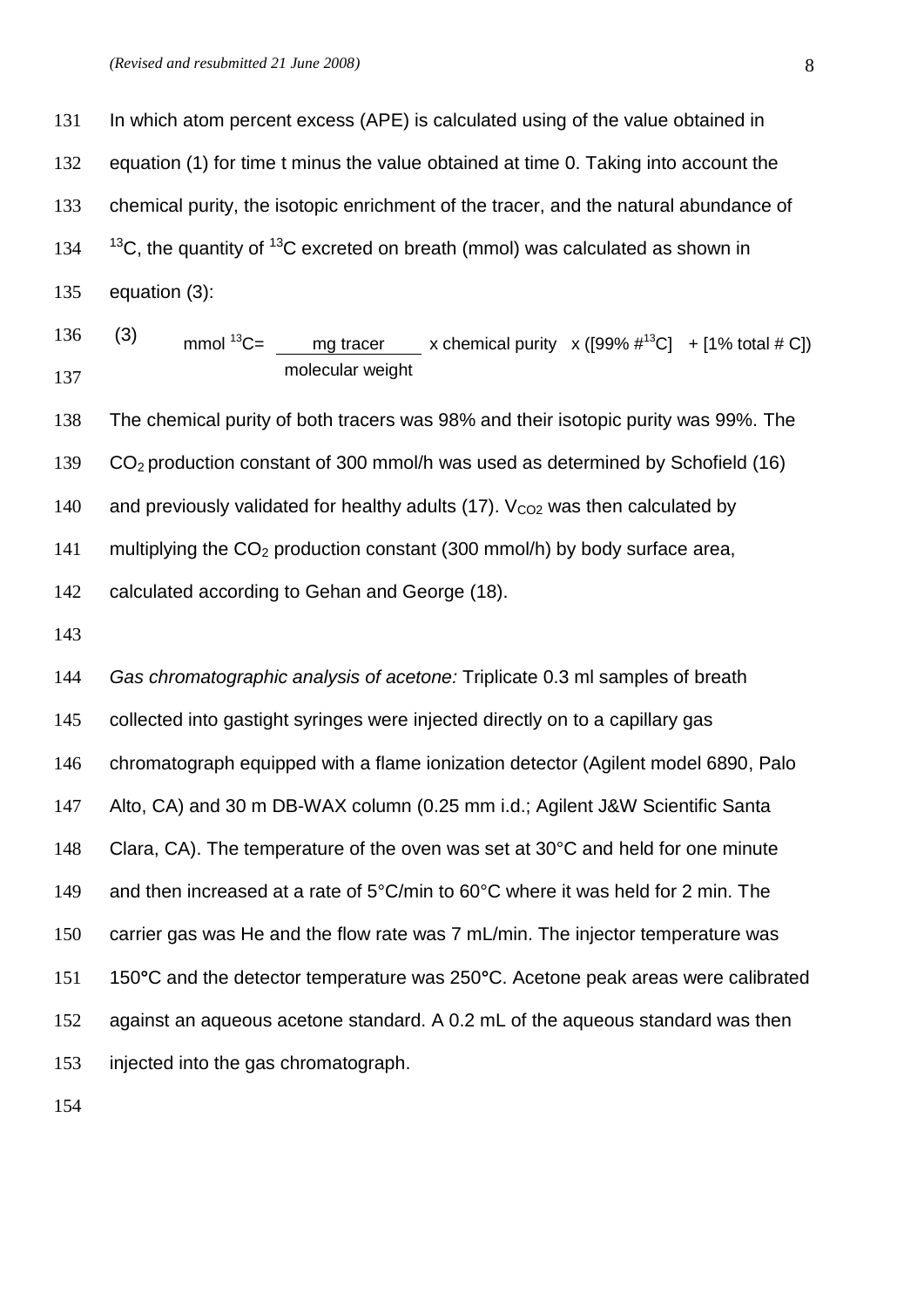In which atom percent excess (APE) is calculated using of the value obtained in equation (1) for time t minus the value obtained at time 0. Taking into account the chemical purity, the isotopic enrichment of the tracer, and the natural abundance of $^{13}C$, the quantity of $^{13}C$ excreted on breath (mmol) was calculated as shown in equation (3):

$$\text{(3)} \quad \text{mmol } ^{13}\text{C} = \frac{\text{mg tracer}}{\text{molecular weight}} \times \text{chemical purity} \times ([99\% \ \#^{13}\text{C}] + [1\% \text{ total } \# \text{ C}])$$

The chemical purity of both tracers was 98% and their isotopic purity was 99%. The $CO_2$ production constant of 300 mmol/h was used as determined by Schofield (16) and previously validated for healthy adults (17). $V_{CO2}$ was then calculated by multiplying the $CO_2$ production constant (300 mmol/h) by body surface area, calculated according to Gehan and George (18).

*Gas chromatographic analysis of acetone:* Triplicate 0.3 ml samples of breath collected into gastight syringes were injected directly on to a capillary gas chromatograph equipped with a flame ionization detector (Agilent model 6890, Palo Alto, CA) and 30 m DB-WAX column (0.25 mm i.d.; Agilent J&W Scientific Santa Clara, CA). The temperature of the oven was set at 30°C and held for one minute and then increased at a rate of 5°C/min to 60°C where it was held for 2 min. The carrier gas was He and the flow rate was 7 mL/min. The injector temperature was 150°C and the detector temperature was 250°C. Acetone peak areas were calibrated against an aqueous acetone standard. A 0.2 mL of the aqueous standard was then injected into the gas chromatograph.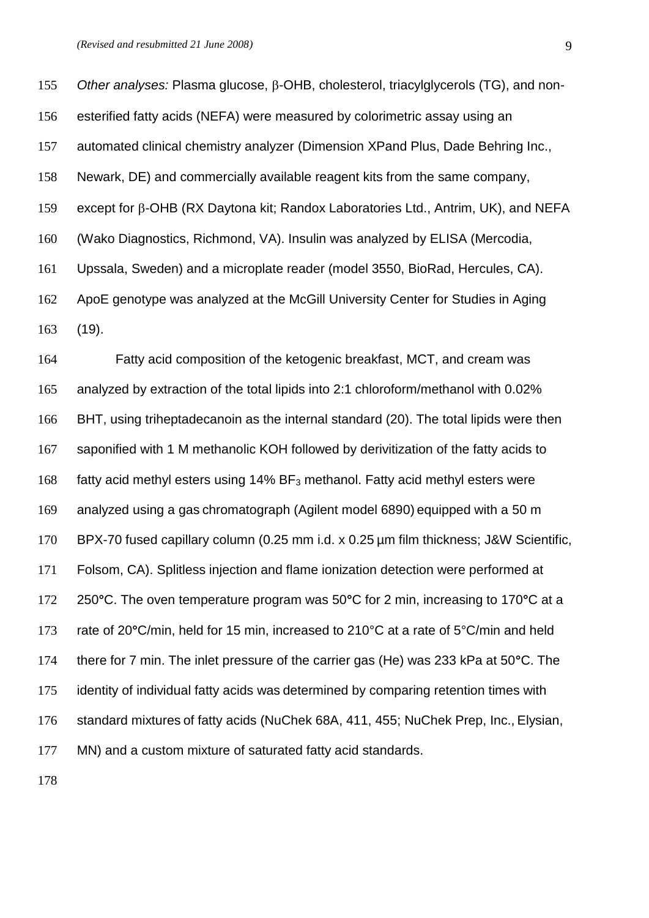*Other analyses:* Plasma glucose, β-OHB, cholesterol, triacylglycerols (TG), and non-esterified fatty acids (NEFA) were measured by colorimetric assay using an automated clinical chemistry analyzer (Dimension XPand Plus, Dade Behring Inc., Newark, DE) and commercially available reagent kits from the same company, except for β-OHB (RX Daytona kit; Randox Laboratories Ltd., Antrim, UK), and NEFA (Wako Diagnostics, Richmond, VA). Insulin was analyzed by ELISA (Mercodia, Upssala, Sweden) and a microplate reader (model 3550, BioRad, Hercules, CA). ApoE genotype was analyzed at the McGill University Center for Studies in Aging (19).

Fatty acid composition of the ketogenic breakfast, MCT, and cream was analyzed by extraction of the total lipids into 2:1 chloroform/methanol with 0.02% BHT, using triheptadecanoin as the internal standard (20). The total lipids were then saponified with 1 M methanolic KOH followed by derivitization of the fatty acids to fatty acid methyl esters using 14% $BF_3$ methanol. Fatty acid methyl esters were analyzed using a gas chromatograph (Agilent model 6890) equipped with a 50 m BPX-70 fused capillary column (0.25 mm i.d. x 0.25 µm film thickness; J&W Scientific, Folsom, CA). Splitless injection and flame ionization detection were performed at 250°C. The oven temperature program was 50°C for 2 min, increasing to 170°C at a rate of 20°C/min, held for 15 min, increased to 210°C at a rate of 5°C/min and held there for 7 min. The inlet pressure of the carrier gas (He) was 233 kPa at 50°C. The identity of individual fatty acids was determined by comparing retention times with standard mixtures of fatty acids (NuChek 68A, 411, 455; NuChek Prep, Inc., Elysian, MN) and a custom mixture of saturated fatty acid standards.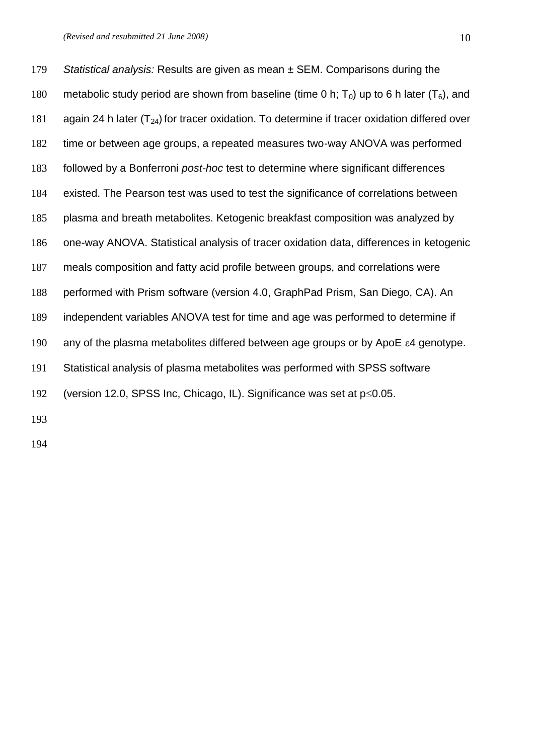*Statistical analysis:* Results are given as mean ± SEM. Comparisons during the metabolic study period are shown from baseline (time 0 h; $T_0$) up to 6 h later ($T_6$), and again 24 h later ($T_{24}$) for tracer oxidation. To determine if tracer oxidation differed over time or between age groups, a repeated measures two-way ANOVA was performed followed by a Bonferroni *post-hoc* test to determine where significant differences existed. The Pearson test was used to test the significance of correlations between plasma and breath metabolites. Ketogenic breakfast composition was analyzed by one-way ANOVA. Statistical analysis of tracer oxidation data, differences in ketogenic meals composition and fatty acid profile between groups, and correlations were performed with Prism software (version 4.0, GraphPad Prism, San Diego, CA). An independent variables ANOVA test for time and age was performed to determine if any of the plasma metabolites differed between age groups or by ApoE $\varepsilon$4 genotype. Statistical analysis of plasma metabolites was performed with SPSS software (version 12.0, SPSS Inc, Chicago, IL). Significance was set at $p \leq 0.05$.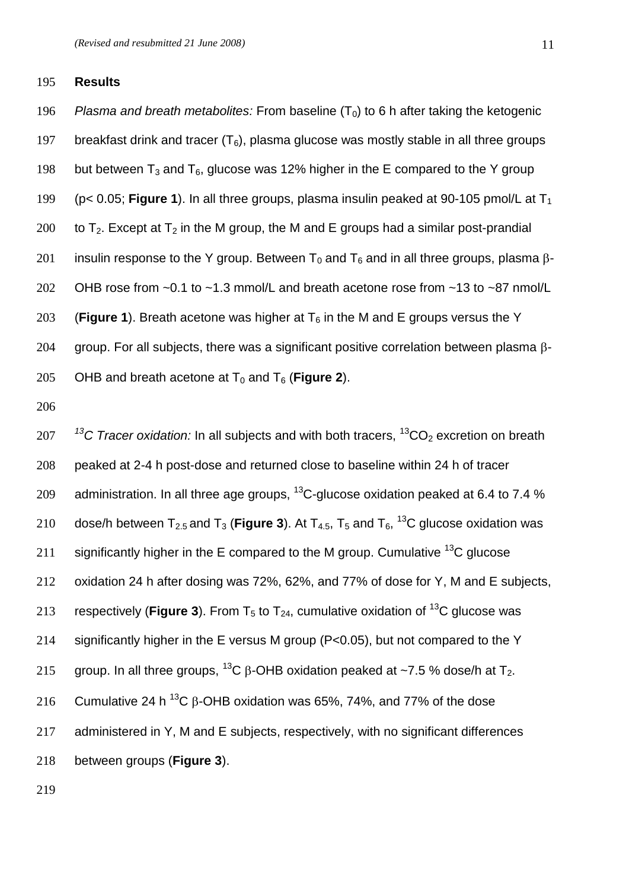## Results

*Plasma and breath metabolites:* From baseline ($T_0$) to 6 h after taking the ketogenic breakfast drink and tracer ($T_6$), plasma glucose was mostly stable in all three groups but between $T_3$ and $T_6$, glucose was 12% higher in the E compared to the Y group ($p < 0.05$; **Figure 1**). In all three groups, plasma insulin peaked at 90-105 pmol/L at $T_1$ to $T_2$. Except at $T_2$ in the M group, the M and E groups had a similar post-prandial insulin response to the Y group. Between $T_0$ and $T_6$ and in all three groups, plasma β-OHB rose from ~0.1 to ~1.3 mmol/L and breath acetone rose from ~13 to ~87 nmol/L (**Figure 1**). Breath acetone was higher at $T_6$ in the M and E groups versus the Y group. For all subjects, there was a significant positive correlation between plasma β-OHB and breath acetone at $T_0$ and $T_6$ (**Figure 2**).

*$^{13}C$ Tracer oxidation:* In all subjects and with both tracers, $^{13}CO_2$ excretion on breath peaked at 2-4 h post-dose and returned close to baseline within 24 h of tracer administration. In all three age groups, $^{13}C$-glucose oxidation peaked at 6.4 to 7.4 % dose/h between $T_{2.5}$ and $T_3$ (**Figure 3**). At $T_{4.5}$, $T_5$ and $T_6$, $^{13}C$ glucose oxidation was significantly higher in the E compared to the M group. Cumulative $^{13}C$ glucose oxidation 24 h after dosing was 72%, 62%, and 77% of dose for Y, M and E subjects, respectively (**Figure 3**). From $T_5$ to $T_{24}$, cumulative oxidation of $^{13}C$ glucose was significantly higher in the E versus M group ($P<0.05$), but not compared to the Y group. In all three groups, $^{13}C$ β-OHB oxidation peaked at ~7.5 % dose/h at $T_2$. Cumulative 24 h $^{13}C$ β-OHB oxidation was 65%, 74%, and 77% of the dose administered in Y, M and E subjects, respectively, with no significant differences between groups (**Figure 3**).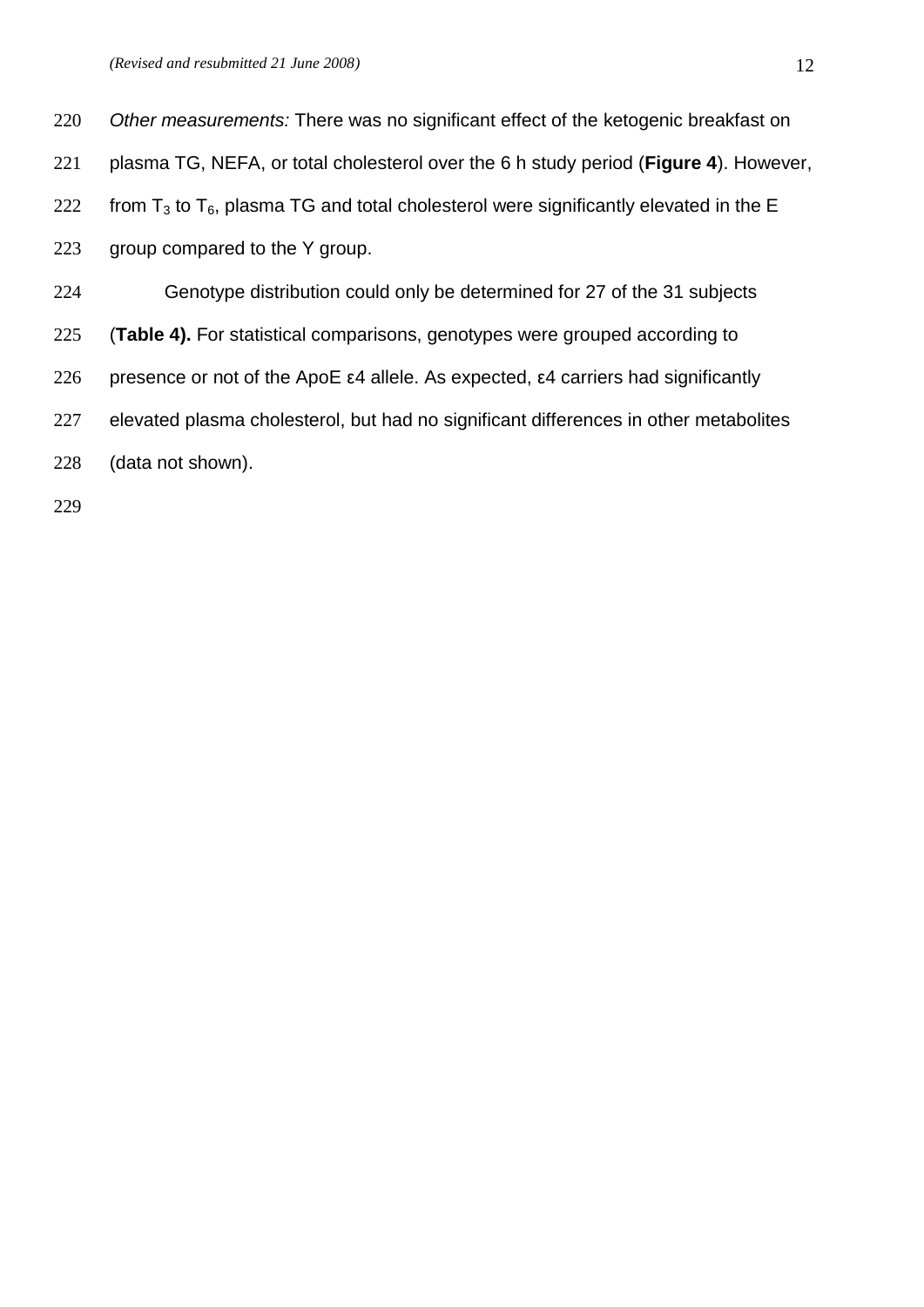*Other measurements:* There was no significant effect of the ketogenic breakfast on plasma TG, NEFA, or total cholesterol over the 6 h study period (**Figure 4**). However, from $T_3$ to $T_6$, plasma TG and total cholesterol were significantly elevated in the E group compared to the Y group.

Genotype distribution could only be determined for 27 of the 31 subjects (**Table 4).** For statistical comparisons, genotypes were grouped according to presence or not of the ApoE ε4 allele. As expected, ε4 carriers had significantly elevated plasma cholesterol, but had no significant differences in other metabolites (data not shown).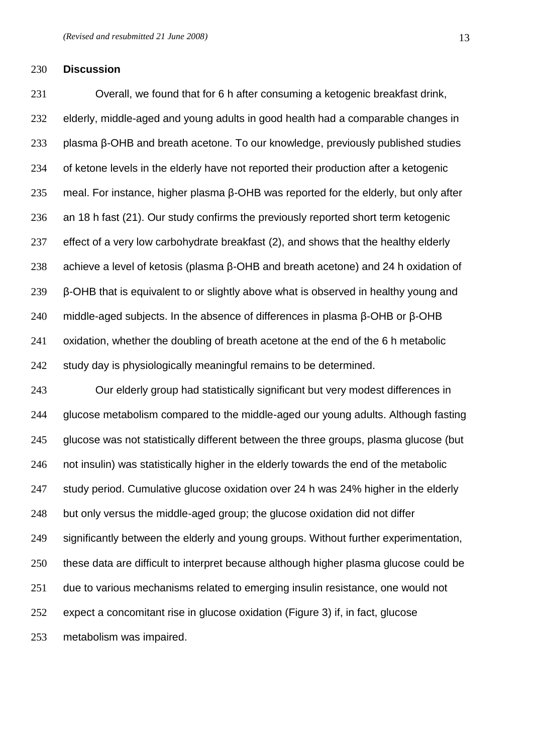## Discussion

Overall, we found that for 6 h after consuming a ketogenic breakfast drink, elderly, middle-aged and young adults in good health had a comparable changes in plasma β-OHB and breath acetone. To our knowledge, previously published studies of ketone levels in the elderly have not reported their production after a ketogenic meal. For instance, higher plasma β-OHB was reported for the elderly, but only after an 18 h fast (21). Our study confirms the previously reported short term ketogenic effect of a very low carbohydrate breakfast (2), and shows that the healthy elderly achieve a level of ketosis (plasma β-OHB and breath acetone) and 24 h oxidation of β-OHB that is equivalent to or slightly above what is observed in healthy young and middle-aged subjects. In the absence of differences in plasma β-OHB or β-OHB oxidation, whether the doubling of breath acetone at the end of the 6 h metabolic study day is physiologically meaningful remains to be determined.

Our elderly group had statistically significant but very modest differences in glucose metabolism compared to the middle-aged our young adults. Although fasting glucose was not statistically different between the three groups, plasma glucose (but not insulin) was statistically higher in the elderly towards the end of the metabolic study period. Cumulative glucose oxidation over 24 h was 24% higher in the elderly but only versus the middle-aged group; the glucose oxidation did not differ significantly between the elderly and young groups. Without further experimentation, these data are difficult to interpret because although higher plasma glucose could be due to various mechanisms related to emerging insulin resistance, one would not expect a concomitant rise in glucose oxidation (Figure 3) if, in fact, glucose metabolism was impaired.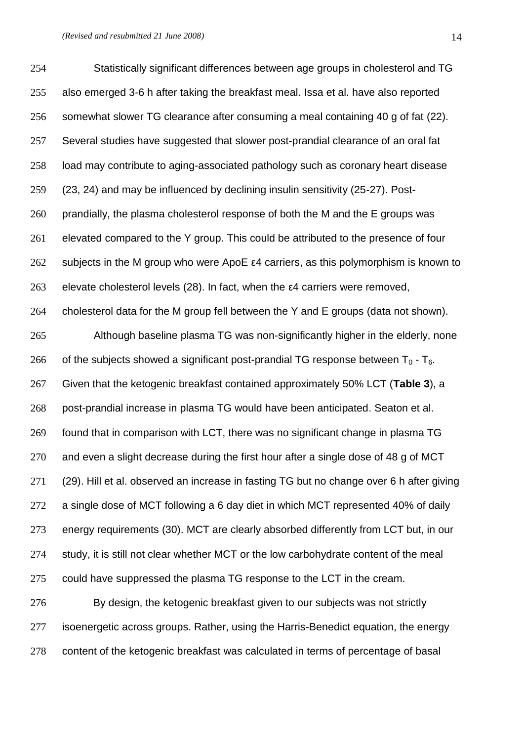Statistically significant differences between age groups in cholesterol and TG also emerged 3-6 h after taking the breakfast meal. Issa et al. have also reported somewhat slower TG clearance after consuming a meal containing 40 g of fat (22). Several studies have suggested that slower post-prandial clearance of an oral fat load may contribute to aging-associated pathology such as coronary heart disease (23, 24) and may be influenced by declining insulin sensitivity (25-27). Post-prandially, the plasma cholesterol response of both the M and the E groups was elevated compared to the Y group. This could be attributed to the presence of four subjects in the M group who were ApoE ε4 carriers, as this polymorphism is known to elevate cholesterol levels (28). In fact, when the ε4 carriers were removed, cholesterol data for the M group fell between the Y and E groups (data not shown).

Although baseline plasma TG was non-significantly higher in the elderly, none of the subjects showed a significant post-prandial TG response between $T_0$ - $T_6$. Given that the ketogenic breakfast contained approximately 50% LCT (**Table 3**), a post-prandial increase in plasma TG would have been anticipated. Seaton et al. found that in comparison with LCT, there was no significant change in plasma TG and even a slight decrease during the first hour after a single dose of 48 g of MCT (29). Hill et al. observed an increase in fasting TG but no change over 6 h after giving a single dose of MCT following a 6 day diet in which MCT represented 40% of daily energy requirements (30). MCT are clearly absorbed differently from LCT but, in our study, it is still not clear whether MCT or the low carbohydrate content of the meal could have suppressed the plasma TG response to the LCT in the cream.

By design, the ketogenic breakfast given to our subjects was not strictly isoenergetic across groups. Rather, using the Harris-Benedict equation, the energy content of the ketogenic breakfast was calculated in terms of percentage of basal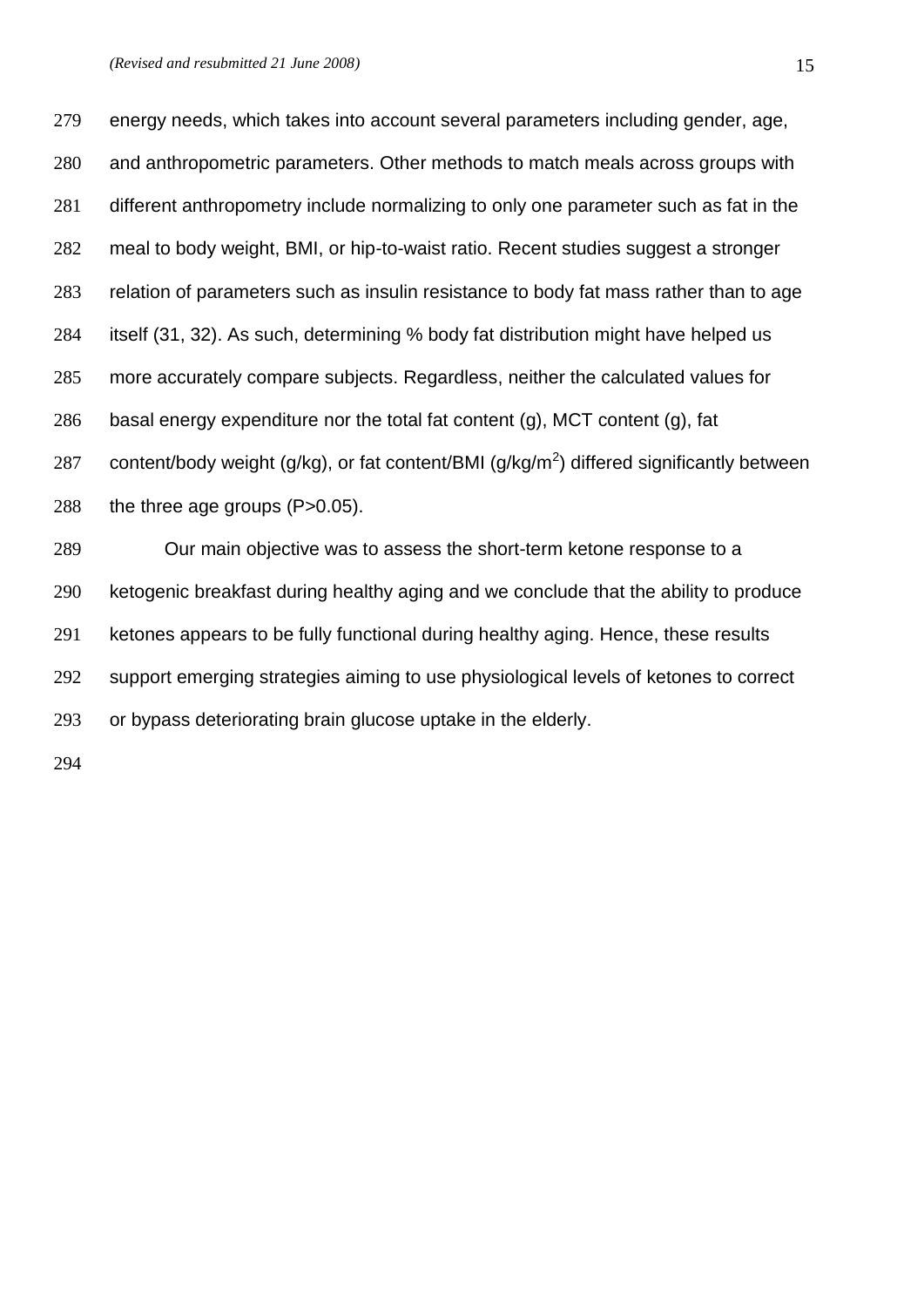energy needs, which takes into account several parameters including gender, age, and anthropometric parameters. Other methods to match meals across groups with different anthropometry include normalizing to only one parameter such as fat in the meal to body weight, BMI, or hip-to-waist ratio. Recent studies suggest a stronger relation of parameters such as insulin resistance to body fat mass rather than to age itself (31, 32). As such, determining % body fat distribution might have helped us more accurately compare subjects. Regardless, neither the calculated values for basal energy expenditure nor the total fat content (g), MCT content (g), fat content/body weight (g/kg), or fat content/BMI (g/kg/$m^2$) differed significantly between the three age groups (P>0.05).

Our main objective was to assess the short-term ketone response to a ketogenic breakfast during healthy aging and we conclude that the ability to produce ketones appears to be fully functional during healthy aging. Hence, these results support emerging strategies aiming to use physiological levels of ketones to correct or bypass deteriorating brain glucose uptake in the elderly.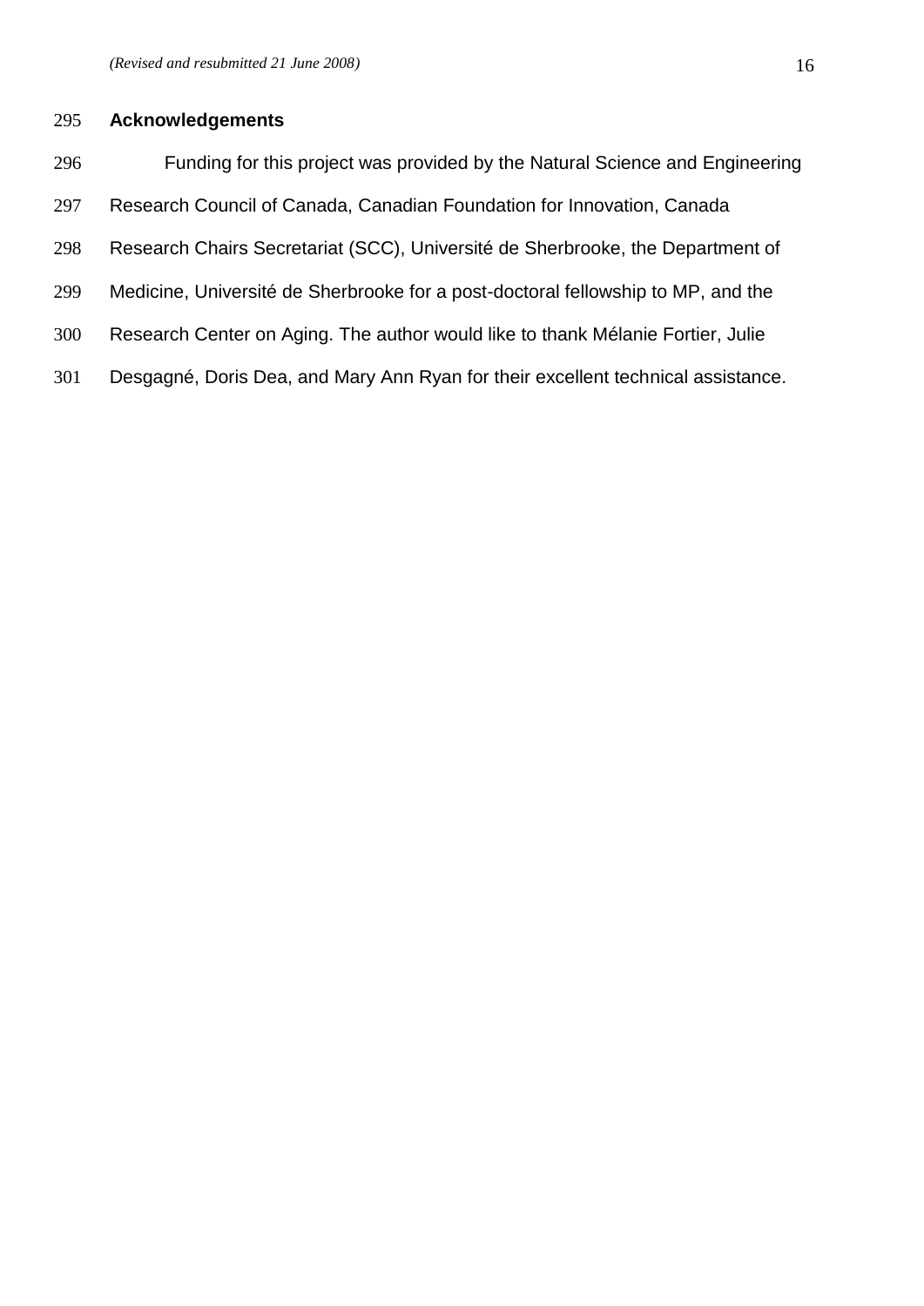## Acknowledgements

Funding for this project was provided by the Natural Science and Engineering Research Council of Canada, Canadian Foundation for Innovation, Canada Research Chairs Secretariat (SCC), Université de Sherbrooke, the Department of Medicine, Université de Sherbrooke for a post-doctoral fellowship to MP, and the Research Center on Aging. The author would like to thank Mélanie Fortier, Julie Desgagné, Doris Dea, and Mary Ann Ryan for their excellent technical assistance.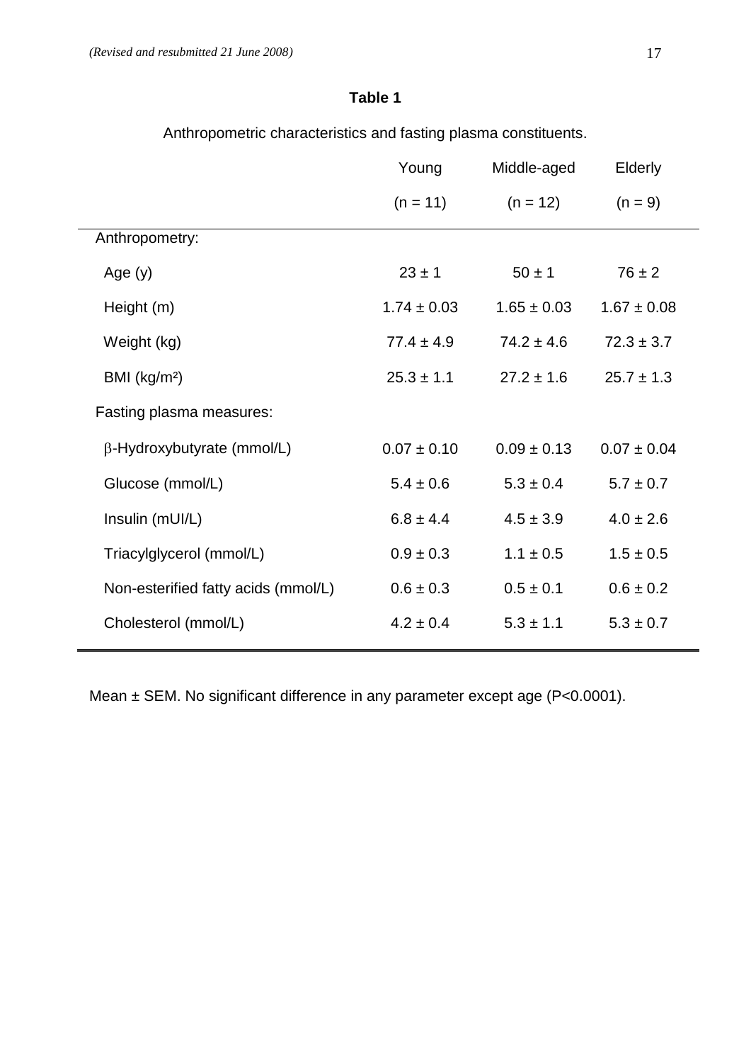**Table 1**

Anthropometric characteristics and fasting plasma constituents.

| | Young (n = 11) | Middle-aged (n = 12) | Elderly (n = 9) |
|---|---|---|---|
| Anthropometry: | | | |
| Age (y) | 23 ± 1 | 50 ± 1 | 76 ± 2 |
| Height (m) | 1.74 ± 0.03 | 1.65 ± 0.03 | 1.67 ± 0.08 |
| Weight (kg) | 77.4 ± 4.9 | 74.2 ± 4.6 | 72.3 ± 3.7 |
| BMI (kg/m²) | 25.3 ± 1.1 | 27.2 ± 1.6 | 25.7 ± 1.3 |
| Fasting plasma measures: | | | |
| β-Hydroxybutyrate (mmol/L) | 0.07 ± 0.10 | 0.09 ± 0.13 | 0.07 ± 0.04 |
| Glucose (mmol/L) | 5.4 ± 0.6 | 5.3 ± 0.4 | 5.7 ± 0.7 |
| Insulin (mUI/L) | 6.8 ± 4.4 | 4.5 ± 3.9 | 4.0 ± 2.6 |
| Triacylglycerol (mmol/L) | 0.9 ± 0.3 | 1.1 ± 0.5 | 1.5 ± 0.5 |
| Non-esterified fatty acids (mmol/L) | 0.6 ± 0.3 | 0.5 ± 0.1 | 0.6 ± 0.2 |
| Cholesterol (mmol/L) | 4.2 ± 0.4 | 5.3 ± 1.1 | 5.3 ± 0.7 |

Mean ± SEM. No significant difference in any parameter except age ($P<0.0001$).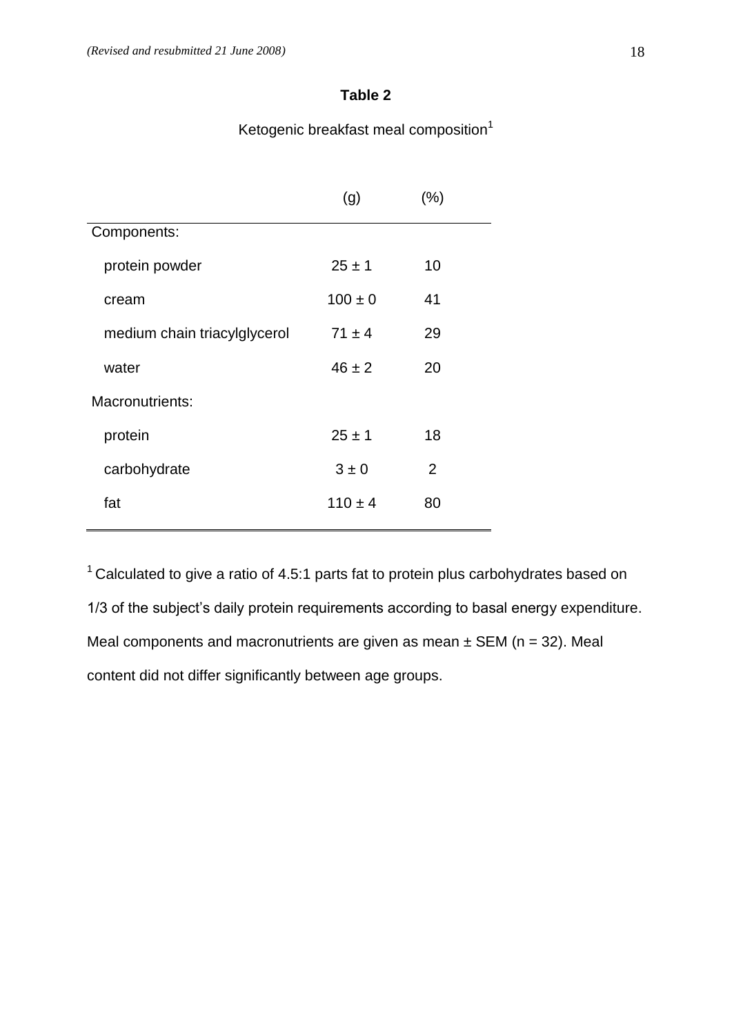**Table 2**

Ketogenic breakfast meal composition[1]

| | (g) | (%) |
|---|---|---|
| Components: | | |
| protein powder | 25 ± 1 | 10 |
| cream | 100 ± 0 | 41 |
| medium chain triacylglycerol | 71 ± 4 | 29 |
| water | 46 ± 2 | 20 |
| Macronutrients: | | |
| protein | 25 ± 1 | 18 |
| carbohydrate | 3 ± 0 | 2 |
| fat | 110 ± 4 | 80 |

[1] Calculated to give a ratio of 4.5:1 parts fat to protein plus carbohydrates based on 1/3 of the subject's daily protein requirements according to basal energy expenditure. Meal components and macronutrients are given as mean ± SEM (n = 32). Meal content did not differ significantly between age groups.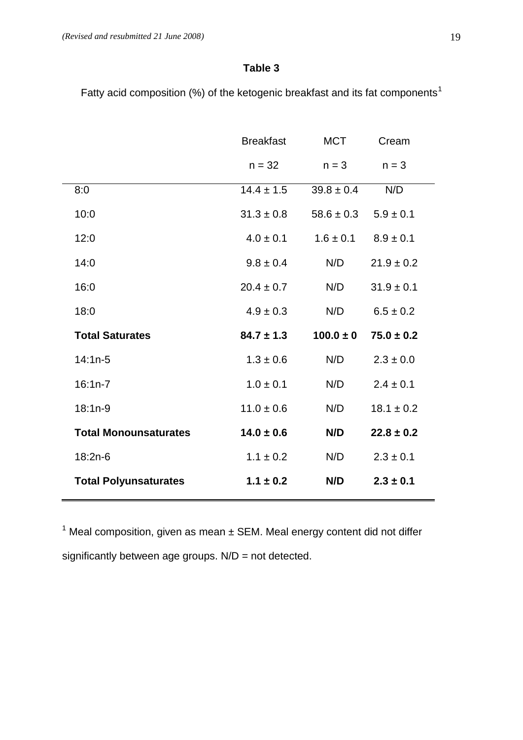**Table 3**

Fatty acid composition (%) of the ketogenic breakfast and its fat components[1]

| | Breakfast | MCT | Cream |
|---|---|---|---|
| | n = 32 | n = 3 | n = 3 |
| 8:0 | 14.4 ± 1.5 | 39.8 ± 0.4 | N/D |
| 10:0 | 31.3 ± 0.8 | 58.6 ± 0.3 | 5.9 ± 0.1 |
| 12:0 | 4.0 ± 0.1 | 1.6 ± 0.1 | 8.9 ± 0.1 |
| 14:0 | 9.8 ± 0.4 | N/D | 21.9 ± 0.2 |
| 16:0 | 20.4 ± 0.7 | N/D | 31.9 ± 0.1 |
| 18:0 | 4.9 ± 0.3 | N/D | 6.5 ± 0.2 |
| **Total Saturates** | **84.7 ± 1.3** | **100.0 ± 0** | **75.0 ± 0.2** |
| 14:1n-5 | 1.3 ± 0.6 | N/D | 2.3 ± 0.0 |
| 16:1n-7 | 1.0 ± 0.1 | N/D | 2.4 ± 0.1 |
| 18:1n-9 | 11.0 ± 0.6 | N/D | 18.1 ± 0.2 |
| **Total Monounsaturates** | **14.0 ± 0.6** | **N/D** | **22.8 ± 0.2** |
| 18:2n-6 | 1.1 ± 0.2 | N/D | 2.3 ± 0.1 |
| **Total Polyunsaturates** | **1.1 ± 0.2** | **N/D** | **2.3 ± 0.1** |

[1] Meal composition, given as mean ± SEM. Meal energy content did not differ significantly between age groups. N/D = not detected.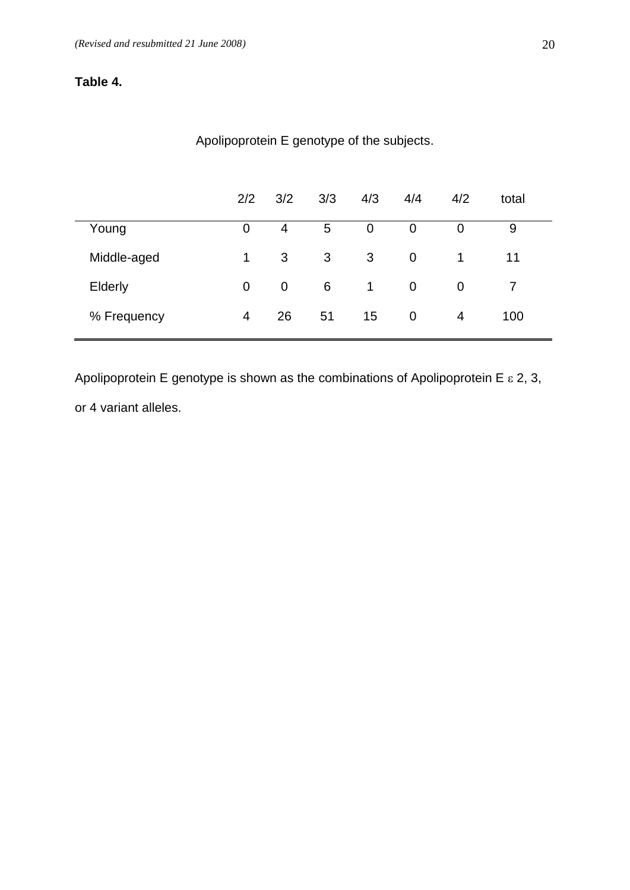**Table 4.**

Apolipoprotein E genotype of the subjects.

| | 2/2 | 3/2 | 3/3 | 4/3 | 4/4 | 4/2 | total |
|---|---|---|---|---|---|---|---|
| Young | 0 | 4 | 5 | 0 | 0 | 0 | 9 |
| Middle-aged | 1 | 3 | 3 | 3 | 0 | 1 | 11 |
| Elderly | 0 | 0 | 6 | 1 | 0 | 0 | 7 |
| % Frequency | 4 | 26 | 51 | 15 | 0 | 4 | 100 |

Apolipoprotein E genotype is shown as the combinations of Apolipoprotein E $\varepsilon$ 2, 3, or 4 variant alleles.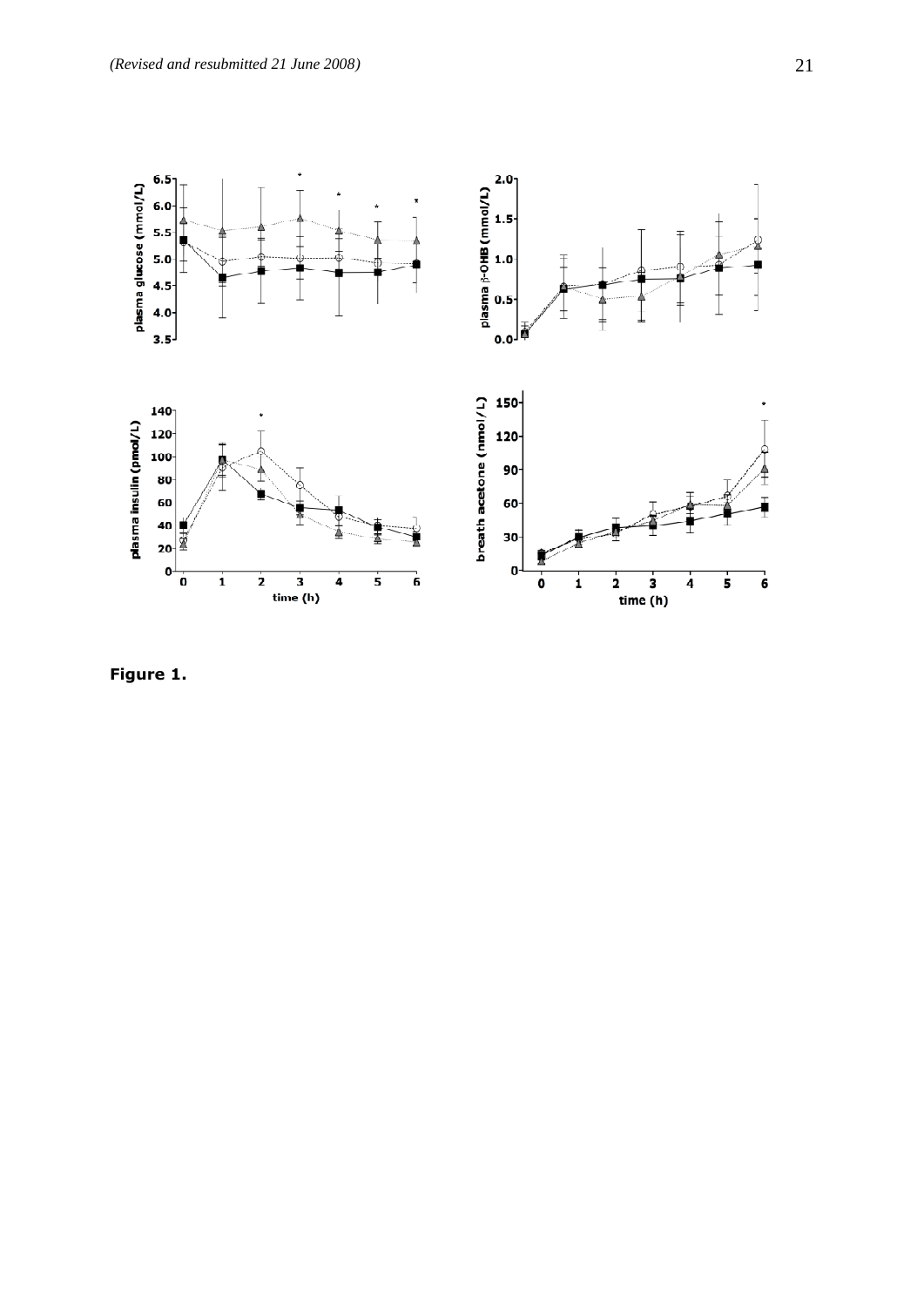**Figure 1.**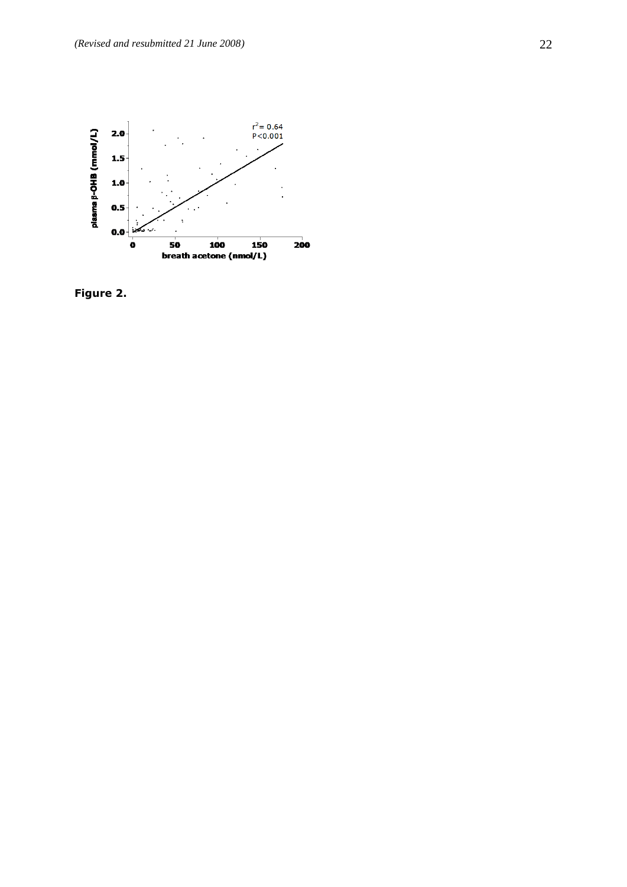Figure 2.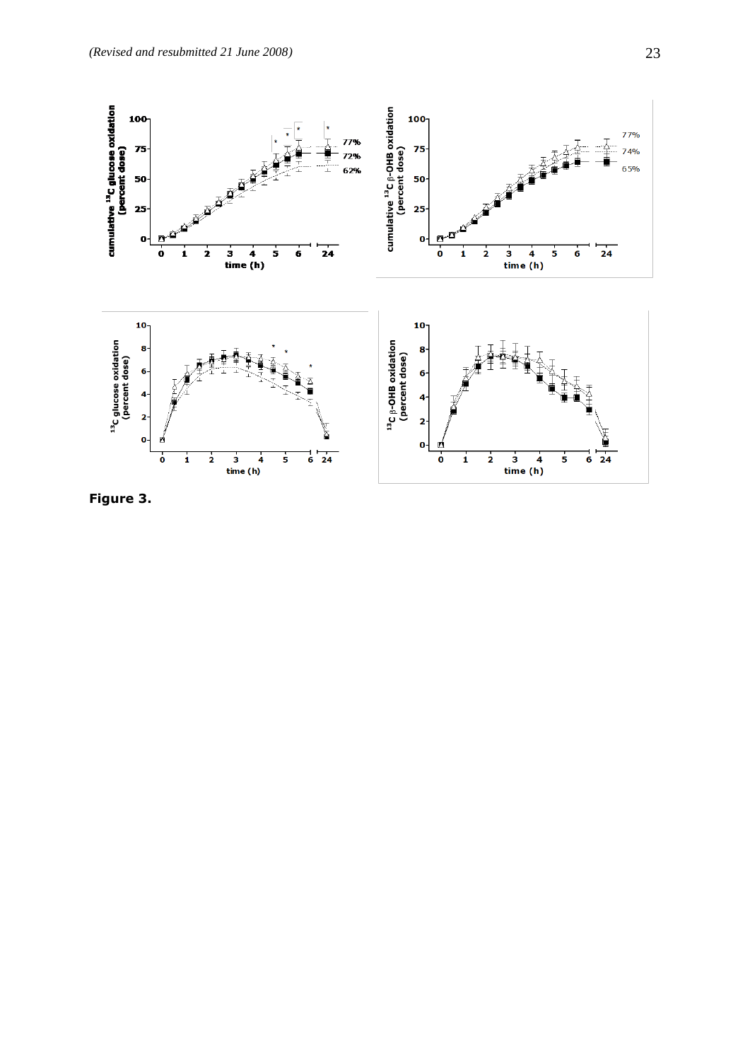**Figure 3.**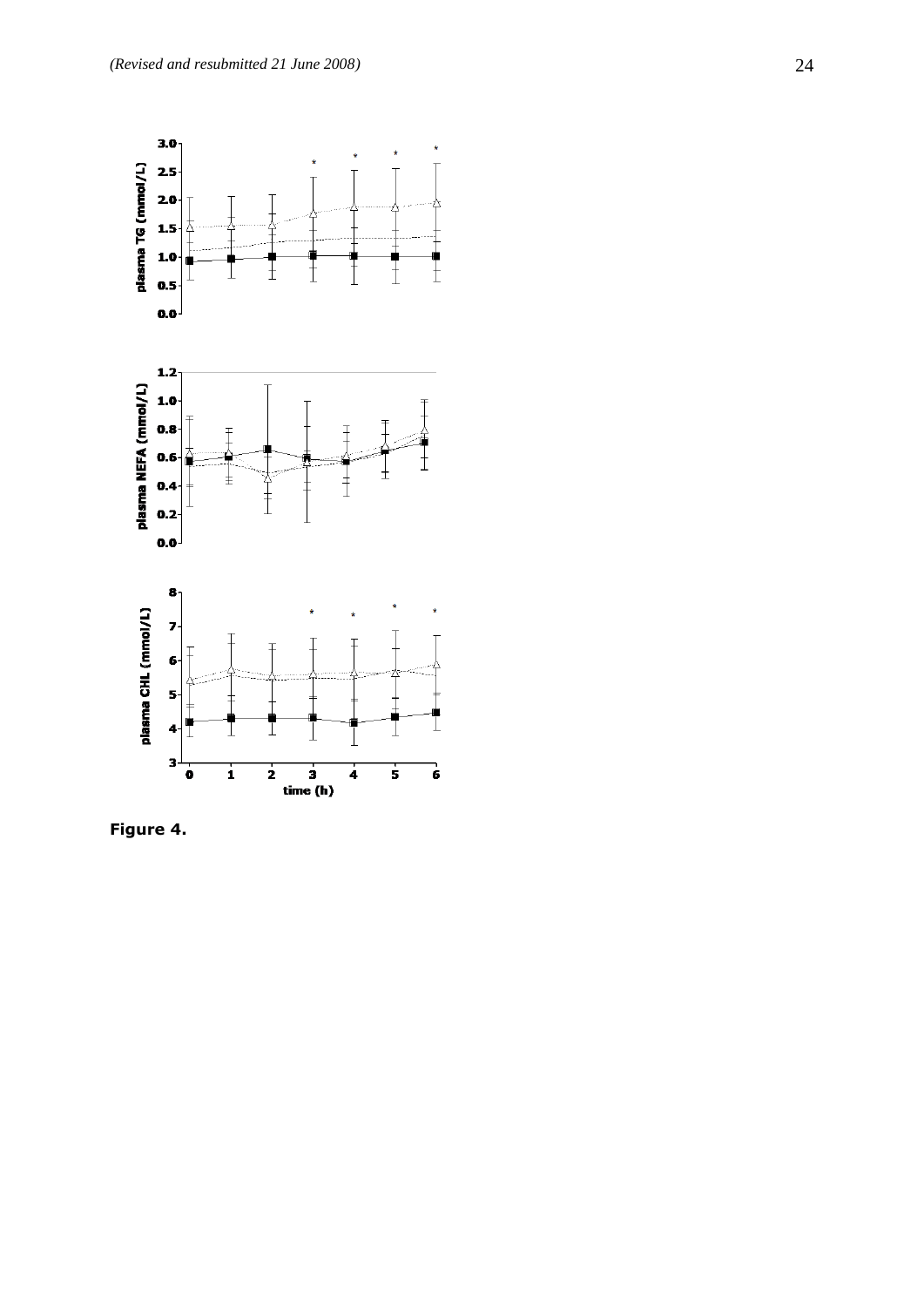Figure 4.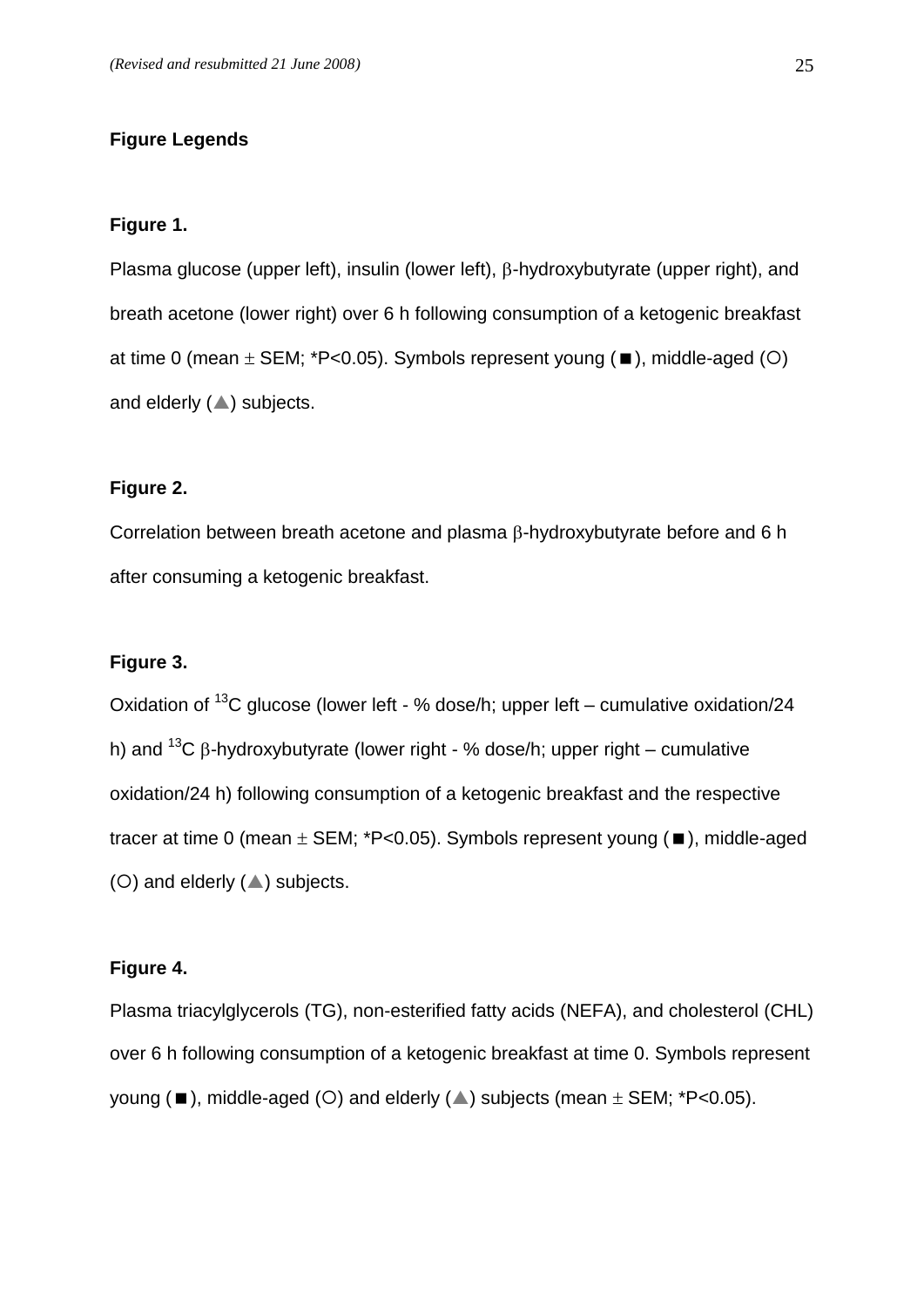## Figure Legends

### Figure 1.

Plasma glucose (upper left), insulin (lower left), β-hydroxybutyrate (upper right), and breath acetone (lower right) over 6 h following consumption of a ketogenic breakfast at time 0 (mean ± SEM; *P<0.05). Symbols represent young (■), middle-aged (○) and elderly (▲) subjects.

### Figure 2.

Correlation between breath acetone and plasma β-hydroxybutyrate before and 6 h after consuming a ketogenic breakfast.

### Figure 3.

Oxidation of $^{13}C$ glucose (lower left - % dose/h; upper left – cumulative oxidation/24 h) and $^{13}C$ β-hydroxybutyrate (lower right - % dose/h; upper right – cumulative oxidation/24 h) following consumption of a ketogenic breakfast and the respective tracer at time 0 (mean ± SEM; *P<0.05). Symbols represent young (■), middle-aged (○) and elderly (▲) subjects.

### Figure 4.

Plasma triacylglycerols (TG), non-esterified fatty acids (NEFA), and cholesterol (CHL) over 6 h following consumption of a ketogenic breakfast at time 0. Symbols represent young (■), middle-aged (○) and elderly (▲) subjects (mean ± SEM; *P<0.05).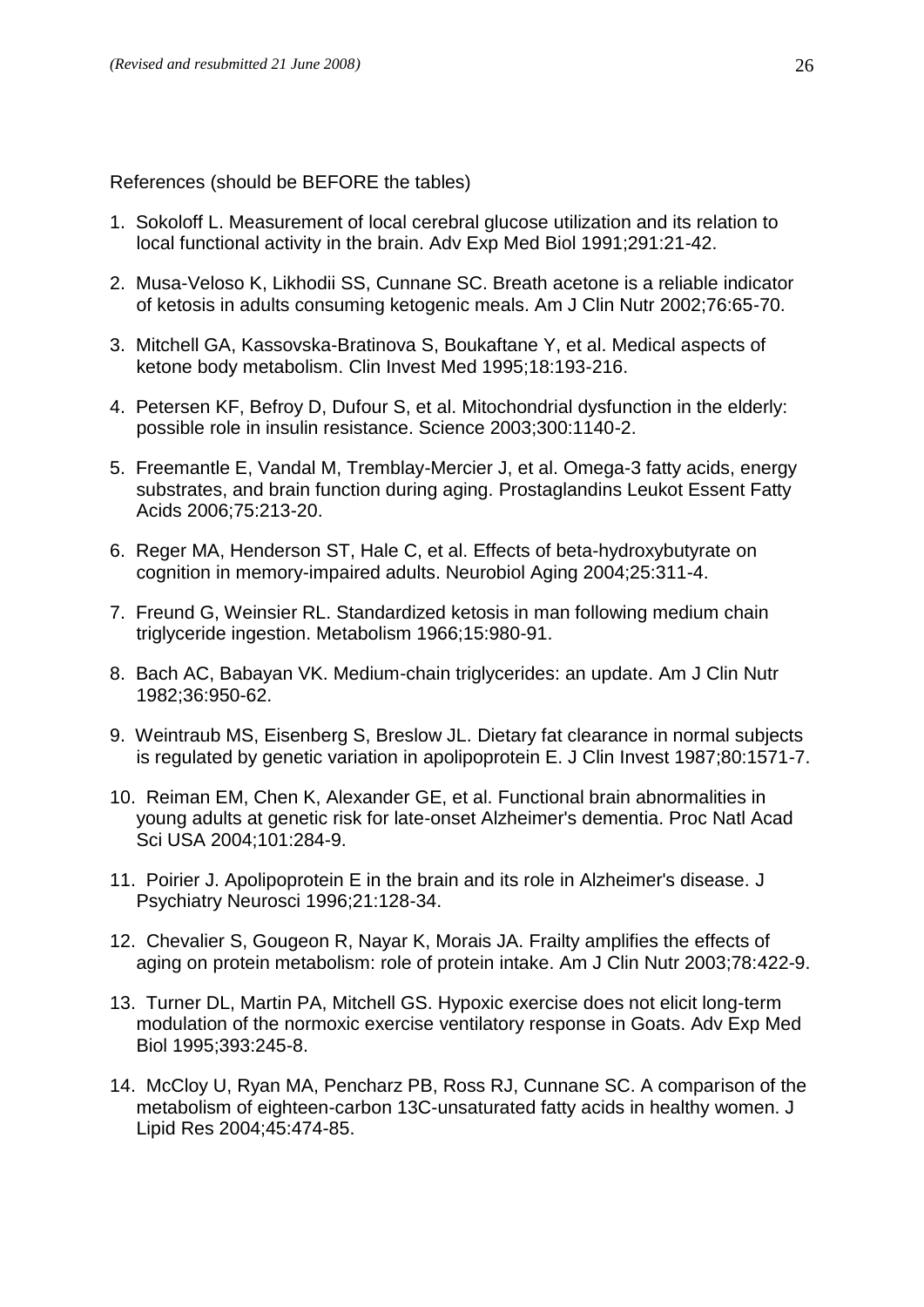References (should be BEFORE the tables)

1. Sokoloff L. Measurement of local cerebral glucose utilization and its relation to local functional activity in the brain. Adv Exp Med Biol 1991;291:21-42.

2. Musa-Veloso K, Likhodii SS, Cunnane SC. Breath acetone is a reliable indicator of ketosis in adults consuming ketogenic meals. Am J Clin Nutr 2002;76:65-70.

3. Mitchell GA, Kassovska-Bratinova S, Boukaftane Y, et al. Medical aspects of ketone body metabolism. Clin Invest Med 1995;18:193-216.

4. Petersen KF, Befroy D, Dufour S, et al. Mitochondrial dysfunction in the elderly: possible role in insulin resistance. Science 2003;300:1140-2.

5. Freemantle E, Vandal M, Tremblay-Mercier J, et al. Omega-3 fatty acids, energy substrates, and brain function during aging. Prostaglandins Leukot Essent Fatty Acids 2006;75:213-20.

6. Reger MA, Henderson ST, Hale C, et al. Effects of beta-hydroxybutyrate on cognition in memory-impaired adults. Neurobiol Aging 2004;25:311-4.

7. Freund G, Weinsier RL. Standardized ketosis in man following medium chain triglyceride ingestion. Metabolism 1966;15:980-91.

8. Bach AC, Babayan VK. Medium-chain triglycerides: an update. Am J Clin Nutr 1982;36:950-62.

9. Weintraub MS, Eisenberg S, Breslow JL. Dietary fat clearance in normal subjects is regulated by genetic variation in apolipoprotein E. J Clin Invest 1987;80:1571-7.

10. Reiman EM, Chen K, Alexander GE, et al. Functional brain abnormalities in young adults at genetic risk for late-onset Alzheimer's dementia. Proc Natl Acad Sci USA 2004;101:284-9.

11. Poirier J. Apolipoprotein E in the brain and its role in Alzheimer's disease. J Psychiatry Neurosci 1996;21:128-34.

12. Chevalier S, Gougeon R, Nayar K, Morais JA. Frailty amplifies the effects of aging on protein metabolism: role of protein intake. Am J Clin Nutr 2003;78:422-9.

13. Turner DL, Martin PA, Mitchell GS. Hypoxic exercise does not elicit long-term modulation of the normoxic exercise ventilatory response in Goats. Adv Exp Med Biol 1995;393:245-8.

14. McCloy U, Ryan MA, Pencharz PB, Ross RJ, Cunnane SC. A comparison of the metabolism of eighteen-carbon 13C-unsaturated fatty acids in healthy women. J Lipid Res 2004;45:474-85.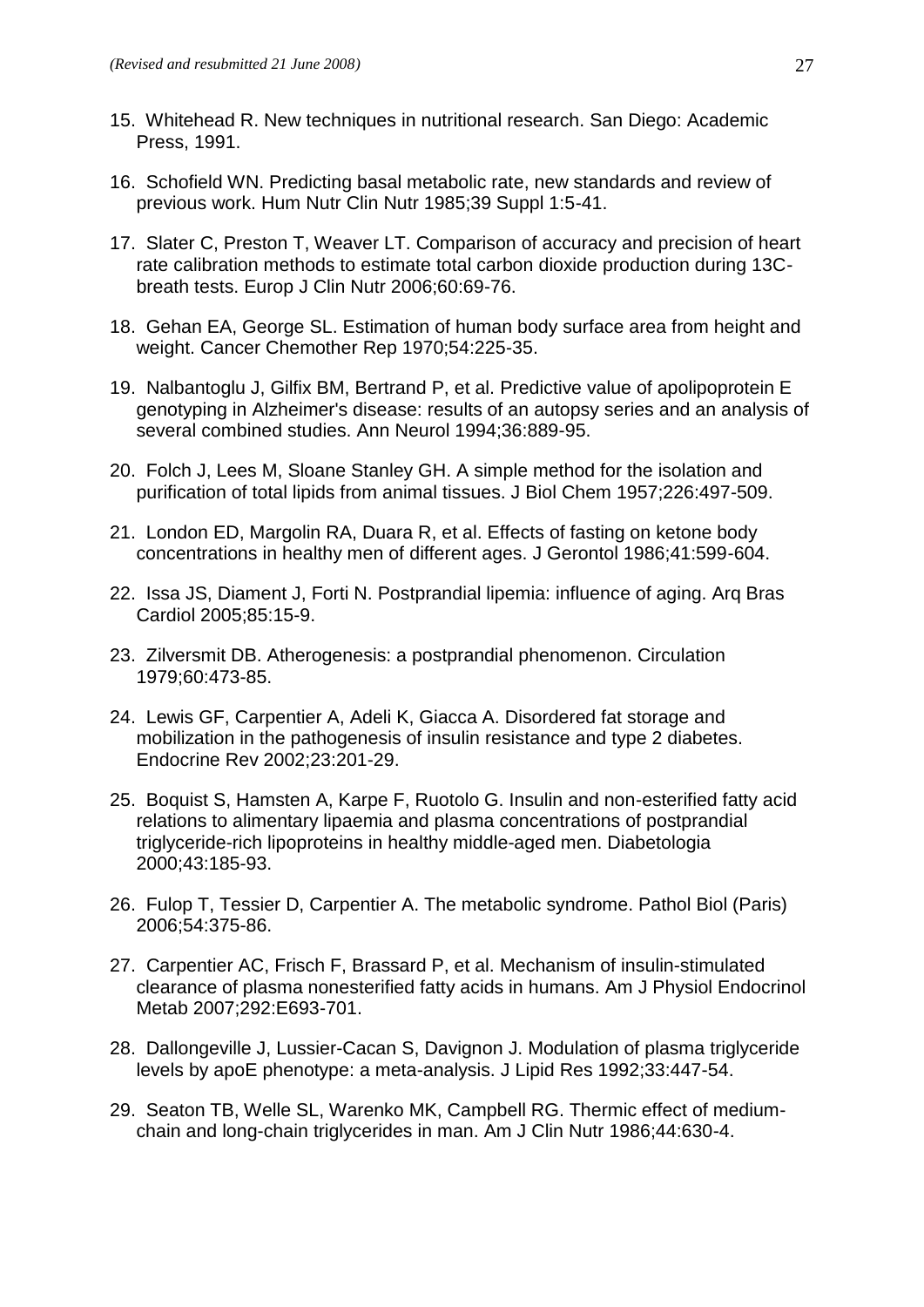15. Whitehead R. New techniques in nutritional research. San Diego: Academic Press, 1991.

16. Schofield WN. Predicting basal metabolic rate, new standards and review of previous work. Hum Nutr Clin Nutr 1985;39 Suppl 1:5-41.

17. Slater C, Preston T, Weaver LT. Comparison of accuracy and precision of heart rate calibration methods to estimate total carbon dioxide production during 13C-breath tests. Europ J Clin Nutr 2006;60:69-76.

18. Gehan EA, George SL. Estimation of human body surface area from height and weight. Cancer Chemother Rep 1970;54:225-35.

19. Nalbantoglu J, Gilfix BM, Bertrand P, et al. Predictive value of apolipoprotein E genotyping in Alzheimer's disease: results of an autopsy series and an analysis of several combined studies. Ann Neurol 1994;36:889-95.

20. Folch J, Lees M, Sloane Stanley GH. A simple method for the isolation and purification of total lipids from animal tissues. J Biol Chem 1957;226:497-509.

21. London ED, Margolin RA, Duara R, et al. Effects of fasting on ketone body concentrations in healthy men of different ages. J Gerontol 1986;41:599-604.

22. Issa JS, Diament J, Forti N. Postprandial lipemia: influence of aging. Arq Bras Cardiol 2005;85:15-9.

23. Zilversmit DB. Atherogenesis: a postprandial phenomenon. Circulation 1979;60:473-85.

24. Lewis GF, Carpentier A, Adeli K, Giacca A. Disordered fat storage and mobilization in the pathogenesis of insulin resistance and type 2 diabetes. Endocrine Rev 2002;23:201-29.

25. Boquist S, Hamsten A, Karpe F, Ruotolo G. Insulin and non-esterified fatty acid relations to alimentary lipaemia and plasma concentrations of postprandial triglyceride-rich lipoproteins in healthy middle-aged men. Diabetologia 2000;43:185-93.

26. Fulop T, Tessier D, Carpentier A. The metabolic syndrome. Pathol Biol (Paris) 2006;54:375-86.

27. Carpentier AC, Frisch F, Brassard P, et al. Mechanism of insulin-stimulated clearance of plasma nonesterified fatty acids in humans. Am J Physiol Endocrinol Metab 2007;292:E693-701.

28. Dallongeville J, Lussier-Cacan S, Davignon J. Modulation of plasma triglyceride levels by apoE phenotype: a meta-analysis. J Lipid Res 1992;33:447-54.

29. Seaton TB, Welle SL, Warenko MK, Campbell RG. Thermic effect of medium-chain and long-chain triglycerides in man. Am J Clin Nutr 1986;44:630-4.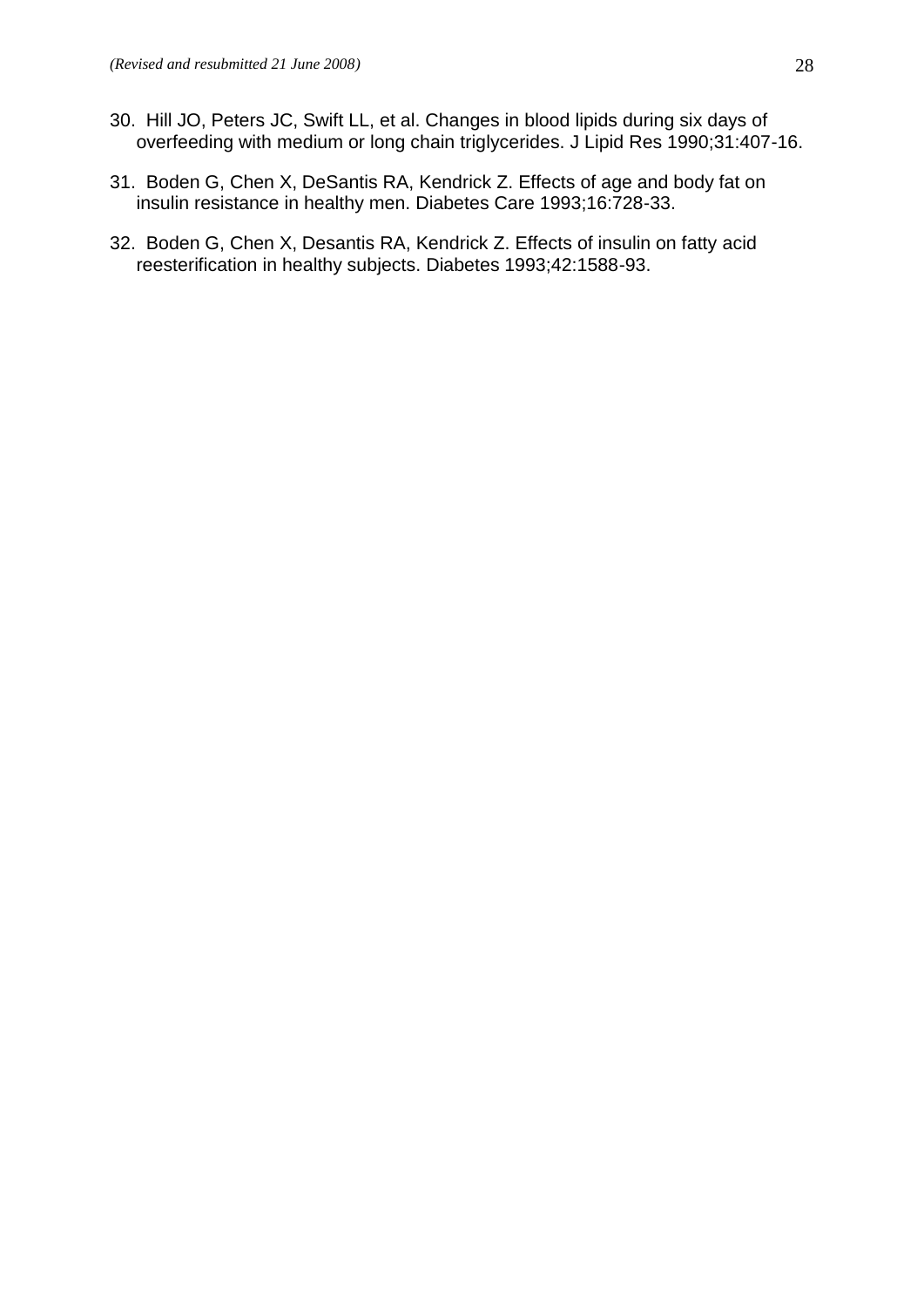30. Hill JO, Peters JC, Swift LL, et al. Changes in blood lipids during six days of overfeeding with medium or long chain triglycerides. J Lipid Res 1990;31:407-16.

31. Boden G, Chen X, DeSantis RA, Kendrick Z. Effects of age and body fat on insulin resistance in healthy men. Diabetes Care 1993;16:728-33.

32. Boden G, Chen X, Desantis RA, Kendrick Z. Effects of insulin on fatty acid reesterification in healthy subjects. Diabetes 1993;42:1588-93.